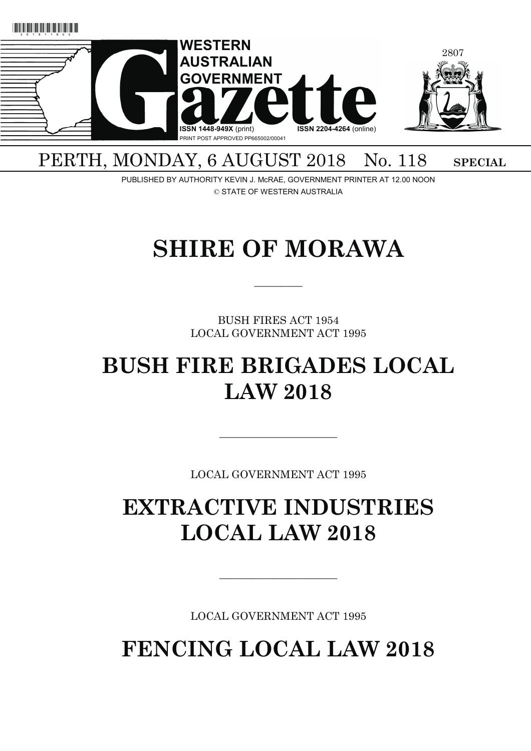WESTERN AUSTRALIAN GOVERNMENT

# Gazette

ISSN 1448-949X (print) ISSN 2204-4264 (online)

PRINT POST APPROVED PP665002/00041

PERTH, MONDAY, 6 AUGUST 2018 No. 118 **SPECIAL**

PUBLISHED BY AUTHORITY KEVIN J. McRAE, GOVERNMENT PRINTER AT 12.00 NOON

© STATE OF WESTERN AUSTRALIA

# SHIRE OF MORAWA

---

BUSH FIRES ACT 1954
LOCAL GOVERNMENT ACT 1995

## BUSH FIRE BRIGADES LOCAL LAW 2018

---

LOCAL GOVERNMENT ACT 1995

## EXTRACTIVE INDUSTRIES LOCAL LAW 2018

---

LOCAL GOVERNMENT ACT 1995

## FENCING LOCAL LAW 2018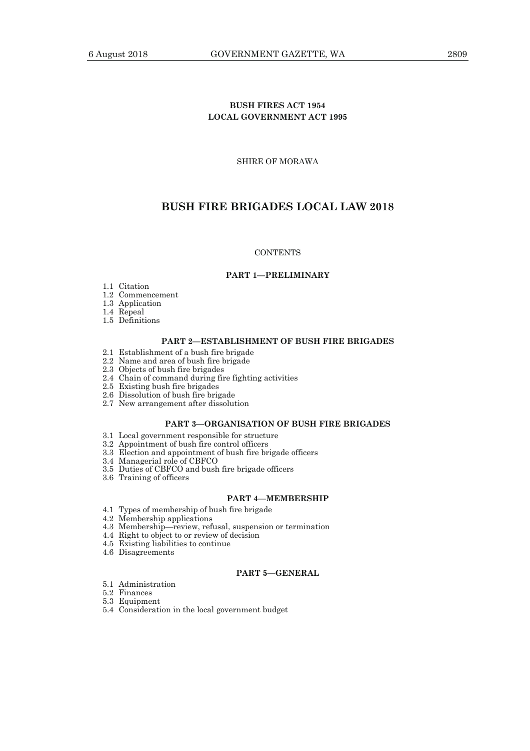**BUSH FIRES ACT 1954**
**LOCAL GOVERNMENT ACT 1995**

SHIRE OF MORAWA

# BUSH FIRE BRIGADES LOCAL LAW 2018

CONTENTS

**PART 1—PRELIMINARY**

1.1 Citation
1.2 Commencement
1.3 Application
1.4 Repeal
1.5 Definitions

**PART 2—ESTABLISHMENT OF BUSH FIRE BRIGADES**

2.1 Establishment of a bush fire brigade
2.2 Name and area of bush fire brigade
2.3 Objects of bush fire brigades
2.4 Chain of command during fire fighting activities
2.5 Existing bush fire brigades
2.6 Dissolution of bush fire brigade
2.7 New arrangement after dissolution

**PART 3—ORGANISATION OF BUSH FIRE BRIGADES**

3.1 Local government responsible for structure
3.2 Appointment of bush fire control officers
3.3 Election and appointment of bush fire brigade officers
3.4 Managerial role of CBFCO
3.5 Duties of CBFCO and bush fire brigade officers
3.6 Training of officers

**PART 4—MEMBERSHIP**

4.1 Types of membership of bush fire brigade
4.2 Membership applications
4.3 Membership—review, refusal, suspension or termination
4.4 Right to object to or review of decision
4.5 Existing liabilities to continue
4.6 Disagreements

**PART 5—GENERAL**

5.1 Administration
5.2 Finances
5.3 Equipment
5.4 Consideration in the local government budget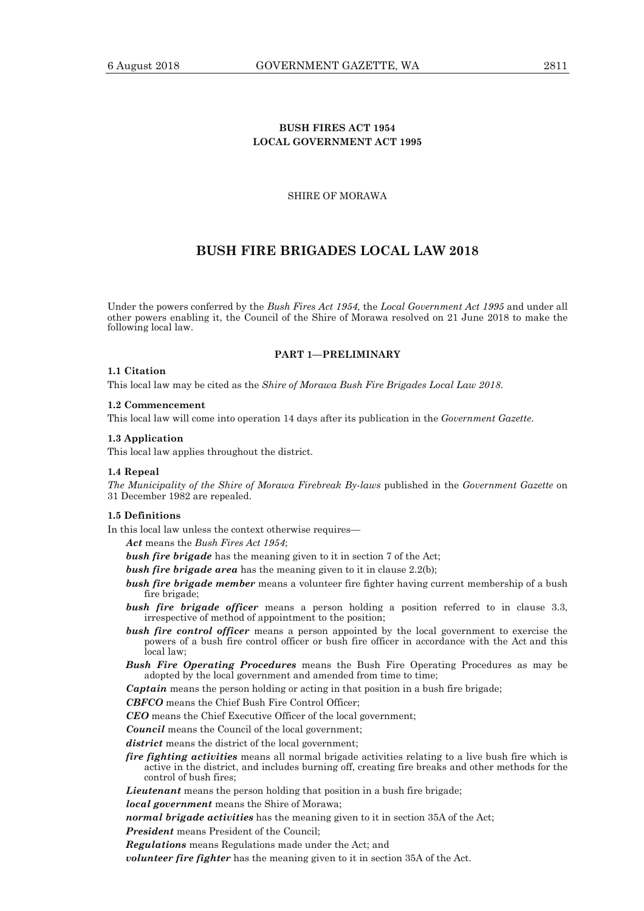**BUSH FIRES ACT 1954**
**LOCAL GOVERNMENT ACT 1995**

SHIRE OF MORAWA

# BUSH FIRE BRIGADES LOCAL LAW 2018

Under the powers conferred by the *Bush Fires Act 1954,* the *Local Government Act 1995* and under all other powers enabling it, the Council of the Shire of Morawa resolved on 21 June 2018 to make the following local law.

## PART 1—PRELIMINARY

**1.1 Citation**

This local law may be cited as the *Shire of Morawa Bush Fire Brigades Local Law 2018*.

**1.2 Commencement**

This local law will come into operation 14 days after its publication in the *Government Gazette*.

**1.3 Application**

This local law applies throughout the district.

**1.4 Repeal**

*The Municipality of the Shire of Morawa Firebreak By-laws* published in the *Government Gazette* on 31 December 1982 are repealed.

**1.5 Definitions**

In this local law unless the context otherwise requires—

***Act*** means the *Bush Fires Act 1954*;

***bush fire brigade*** has the meaning given to it in section 7 of the Act;

***bush fire brigade area*** has the meaning given to it in clause 2.2(b);

***bush fire brigade member*** means a volunteer fire fighter having current membership of a bush fire brigade;

***bush fire brigade officer*** means a person holding a position referred to in clause 3.3, irrespective of method of appointment to the position;

***bush fire control officer*** means a person appointed by the local government to exercise the powers of a bush fire control officer or bush fire officer in accordance with the Act and this local law;

***Bush Fire Operating Procedures*** means the Bush Fire Operating Procedures as may be adopted by the local government and amended from time to time;

***Captain*** means the person holding or acting in that position in a bush fire brigade;

***CBFCO*** means the Chief Bush Fire Control Officer;

***CEO*** means the Chief Executive Officer of the local government;

***Council*** means the Council of the local government;

***district*** means the district of the local government;

***fire fighting activities*** means all normal brigade activities relating to a live bush fire which is active in the district, and includes burning off, creating fire breaks and other methods for the control of bush fires;

***Lieutenant*** means the person holding that position in a bush fire brigade;

***local government*** means the Shire of Morawa;

***normal brigade activities*** has the meaning given to it in section 35A of the Act;

***President*** means President of the Council;

***Regulations*** means Regulations made under the Act; and

***volunteer fire fighter*** has the meaning given to it in section 35A of the Act.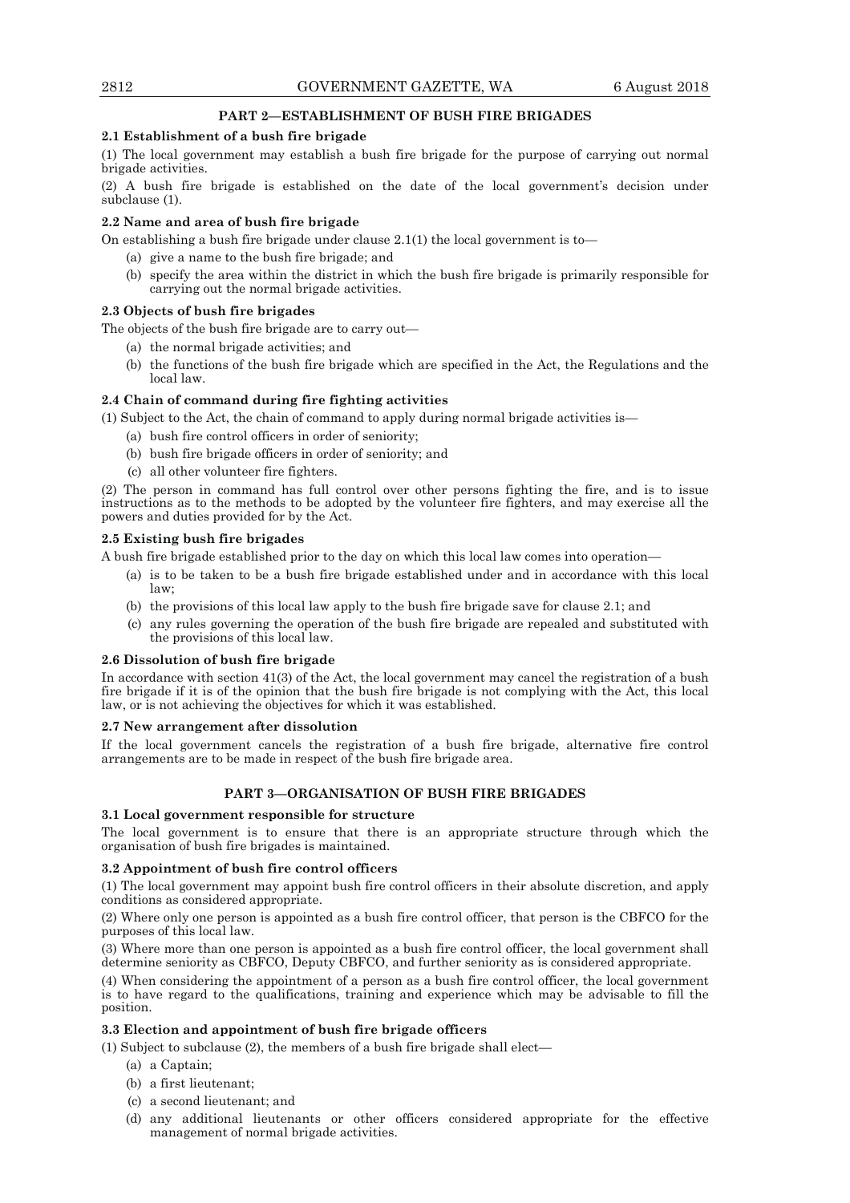## PART 2—ESTABLISHMENT OF BUSH FIRE BRIGADES

### 2.1 Establishment of a bush fire brigade

(1) The local government may establish a bush fire brigade for the purpose of carrying out normal brigade activities.

(2) A bush fire brigade is established on the date of the local government's decision under subclause (1).

### 2.2 Name and area of bush fire brigade

On establishing a bush fire brigade under clause 2.1(1) the local government is to—

(a) give a name to the bush fire brigade; and

(b) specify the area within the district in which the bush fire brigade is primarily responsible for carrying out the normal brigade activities.

### 2.3 Objects of bush fire brigades

The objects of the bush fire brigade are to carry out—

(a) the normal brigade activities; and

(b) the functions of the bush fire brigade which are specified in the Act, the Regulations and the local law.

### 2.4 Chain of command during fire fighting activities

(1) Subject to the Act, the chain of command to apply during normal brigade activities is—

(a) bush fire control officers in order of seniority;

(b) bush fire brigade officers in order of seniority; and

(c) all other volunteer fire fighters.

(2) The person in command has full control over other persons fighting the fire, and is to issue instructions as to the methods to be adopted by the volunteer fire fighters, and may exercise all the powers and duties provided for by the Act.

### 2.5 Existing bush fire brigades

A bush fire brigade established prior to the day on which this local law comes into operation—

(a) is to be taken to be a bush fire brigade established under and in accordance with this local law;

(b) the provisions of this local law apply to the bush fire brigade save for clause 2.1; and

(c) any rules governing the operation of the bush fire brigade are repealed and substituted with the provisions of this local law.

### 2.6 Dissolution of bush fire brigade

In accordance with section 41(3) of the Act, the local government may cancel the registration of a bush fire brigade if it is of the opinion that the bush fire brigade is not complying with the Act, this local law, or is not achieving the objectives for which it was established.

### 2.7 New arrangement after dissolution

If the local government cancels the registration of a bush fire brigade, alternative fire control arrangements are to be made in respect of the bush fire brigade area.

## PART 3—ORGANISATION OF BUSH FIRE BRIGADES

### 3.1 Local government responsible for structure

The local government is to ensure that there is an appropriate structure through which the organisation of bush fire brigades is maintained.

### 3.2 Appointment of bush fire control officers

(1) The local government may appoint bush fire control officers in their absolute discretion, and apply conditions as considered appropriate.

(2) Where only one person is appointed as a bush fire control officer, that person is the CBFCO for the purposes of this local law.

(3) Where more than one person is appointed as a bush fire control officer, the local government shall determine seniority as CBFCO, Deputy CBFCO, and further seniority as is considered appropriate.

(4) When considering the appointment of a person as a bush fire control officer, the local government is to have regard to the qualifications, training and experience which may be advisable to fill the position.

### 3.3 Election and appointment of bush fire brigade officers

(1) Subject to subclause (2), the members of a bush fire brigade shall elect—

(a) a Captain;

(b) a first lieutenant;

(c) a second lieutenant; and

(d) any additional lieutenants or other officers considered appropriate for the effective management of normal brigade activities.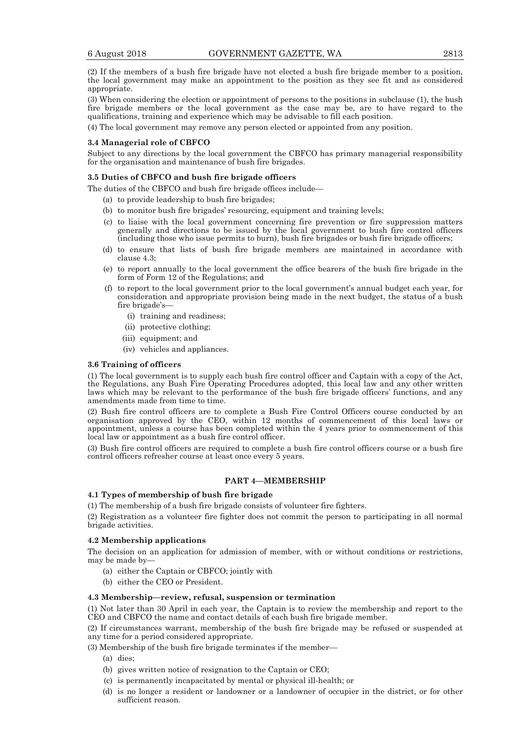(2) If the members of a bush fire brigade have not elected a bush fire brigade member to a position, the local government may make an appointment to the position as they see fit and as considered appropriate.

(3) When considering the election or appointment of persons to the positions in subclause (1), the bush fire brigade members or the local government as the case may be, are to have regard to the qualifications, training and experience which may be advisable to fill each position.

(4) The local government may remove any person elected or appointed from any position.

**3.4 Managerial role of CBFCO**

Subject to any directions by the local government the CBFCO has primary managerial responsibility for the organisation and maintenance of bush fire brigades.

**3.5 Duties of CBFCO and bush fire brigade officers**

The duties of the CBFCO and bush fire brigade offices include—

- (a) to provide leadership to bush fire brigades;
- (b) to monitor bush fire brigades' resourcing, equipment and training levels;
- (c) to liaise with the local government concerning fire prevention or fire suppression matters generally and directions to be issued by the local government to bush fire control officers (including those who issue permits to burn), bush fire brigades or bush fire brigade officers;
- (d) to ensure that lists of bush fire brigade members are maintained in accordance with clause 4.3;
- (e) to report annually to the local government the office bearers of the bush fire brigade in the form of Form 12 of the Regulations; and
- (f) to report to the local government prior to the local government's annual budget each year, for consideration and appropriate provision being made in the next budget, the status of a bush fire brigade's—
    - (i) training and readiness;
    - (ii) protective clothing;
    - (iii) equipment; and
    - (iv) vehicles and appliances.

**3.6 Training of officers**

(1) The local government is to supply each bush fire control officer and Captain with a copy of the Act, the Regulations, any Bush Fire Operating Procedures adopted, this local law and any other written laws which may be relevant to the performance of the bush fire brigade officers' functions, and any amendments made from time to time.

(2) Bush fire control officers are to complete a Bush Fire Control Officers course conducted by an organisation approved by the CEO, within 12 months of commencement of this local laws or appointment, unless a course has been completed within the 4 years prior to commencement of this local law or appointment as a bush fire control officer.

(3) Bush fire control officers are required to complete a bush fire control officers course or a bush fire control officers refresher course at least once every 5 years.

## PART 4—MEMBERSHIP

**4.1 Types of membership of bush fire brigade**

(1) The membership of a bush fire brigade consists of volunteer fire fighters.

(2) Registration as a volunteer fire fighter does not commit the person to participating in all normal brigade activities.

**4.2 Membership applications**

The decision on an application for admission of member, with or without conditions or restrictions, may be made by—

- (a) either the Captain or CBFCO; jointly with
- (b) either the CEO or President.

**4.3 Membership—review, refusal, suspension or termination**

(1) Not later than 30 April in each year, the Captain is to review the membership and report to the CEO and CBFCO the name and contact details of each bush fire brigade member.

(2) If circumstances warrant, membership of the bush fire brigade may be refused or suspended at any time for a period considered appropriate.

(3) Membership of the bush fire brigade terminates if the member—

- (a) dies;
- (b) gives written notice of resignation to the Captain or CEO;
- (c) is permanently incapacitated by mental or physical ill-health; or
- (d) is no longer a resident or landowner or a landowner of occupier in the district, or for other sufficient reason.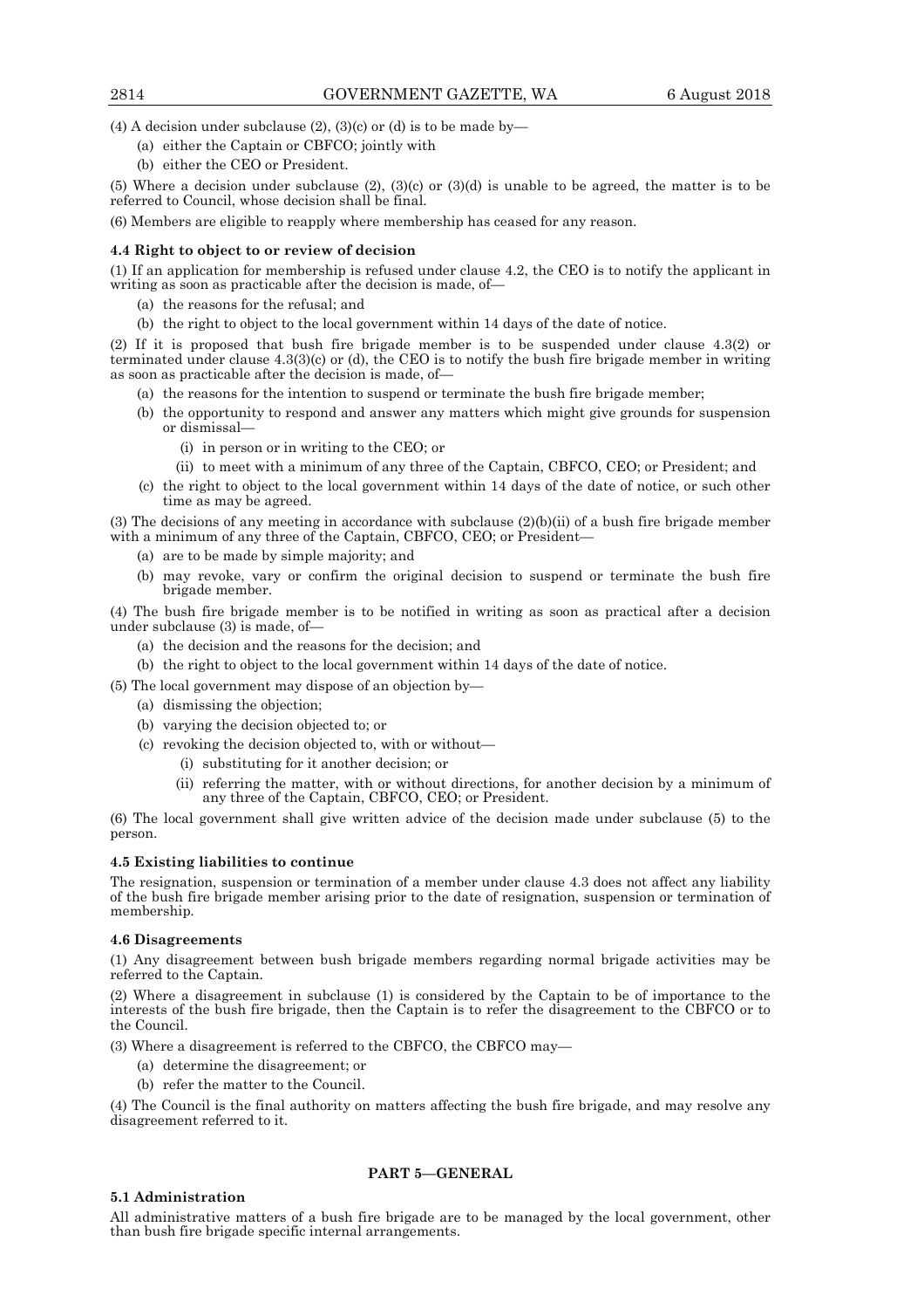(4) A decision under subclause (2), (3)(c) or (d) is to be made by—

(a) either the Captain or CBFCO; jointly with

(b) either the CEO or President.

(5) Where a decision under subclause (2), (3)(c) or (3)(d) is unable to be agreed, the matter is to be referred to Council, whose decision shall be final.

(6) Members are eligible to reapply where membership has ceased for any reason.

**4.4 Right to object to or review of decision**

(1) If an application for membership is refused under clause 4.2, the CEO is to notify the applicant in writing as soon as practicable after the decision is made, of—

(a) the reasons for the refusal; and

(b) the right to object to the local government within 14 days of the date of notice.

(2) If it is proposed that bush fire brigade member is to be suspended under clause 4.3(2) or terminated under clause 4.3(3)(c) or (d), the CEO is to notify the bush fire brigade member in writing as soon as practicable after the decision is made, of—

(a) the reasons for the intention to suspend or terminate the bush fire brigade member;

(b) the opportunity to respond and answer any matters which might give grounds for suspension or dismissal—

(i) in person or in writing to the CEO; or

(ii) to meet with a minimum of any three of the Captain, CBFCO, CEO; or President; and

(c) the right to object to the local government within 14 days of the date of notice, or such other time as may be agreed.

(3) The decisions of any meeting in accordance with subclause (2)(b)(ii) of a bush fire brigade member with a minimum of any three of the Captain, CBFCO, CEO; or President—

(a) are to be made by simple majority; and

(b) may revoke, vary or confirm the original decision to suspend or terminate the bush fire brigade member.

(4) The bush fire brigade member is to be notified in writing as soon as practical after a decision under subclause (3) is made, of—

(a) the decision and the reasons for the decision; and

(b) the right to object to the local government within 14 days of the date of notice.

(5) The local government may dispose of an objection by—

(a) dismissing the objection;

(b) varying the decision objected to; or

(c) revoking the decision objected to, with or without—

(i) substituting for it another decision; or

(ii) referring the matter, with or without directions, for another decision by a minimum of any three of the Captain, CBFCO, CEO; or President.

(6) The local government shall give written advice of the decision made under subclause (5) to the person.

**4.5 Existing liabilities to continue**

The resignation, suspension or termination of a member under clause 4.3 does not affect any liability of the bush fire brigade member arising prior to the date of resignation, suspension or termination of membership.

**4.6 Disagreements**

(1) Any disagreement between bush brigade members regarding normal brigade activities may be referred to the Captain.

(2) Where a disagreement in subclause (1) is considered by the Captain to be of importance to the interests of the bush fire brigade, then the Captain is to refer the disagreement to the CBFCO or to the Council.

(3) Where a disagreement is referred to the CBFCO, the CBFCO may—

(a) determine the disagreement; or

(b) refer the matter to the Council.

(4) The Council is the final authority on matters affecting the bush fire brigade, and may resolve any disagreement referred to it.

## PART 5—GENERAL

**5.1 Administration**

All administrative matters of a bush fire brigade are to be managed by the local government, other than bush fire brigade specific internal arrangements.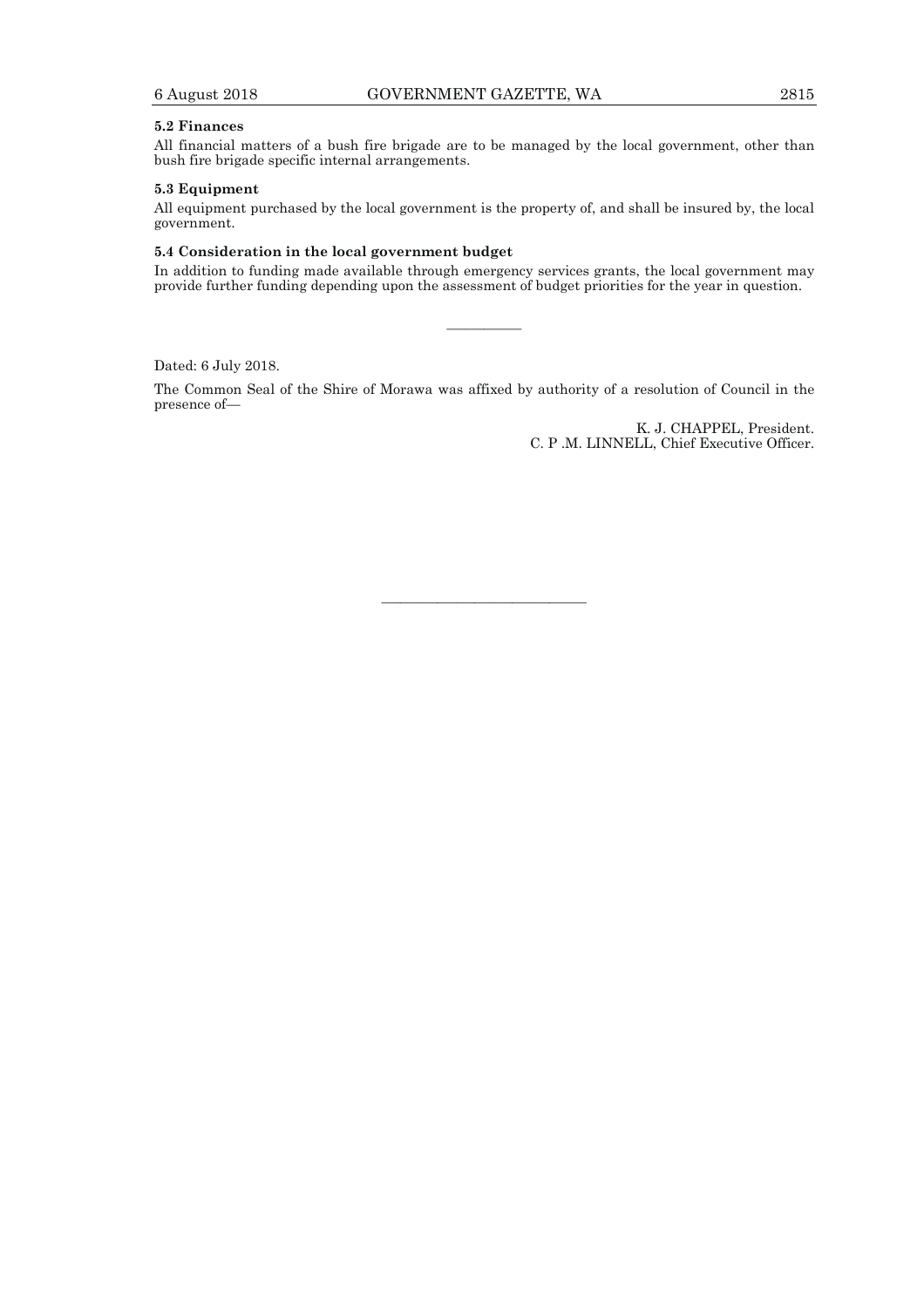**5.2 Finances**

All financial matters of a bush fire brigade are to be managed by the local government, other than bush fire brigade specific internal arrangements.

**5.3 Equipment**

All equipment purchased by the local government is the property of, and shall be insured by, the local government.

**5.4 Consideration in the local government budget**

In addition to funding made available through emergency services grants, the local government may provide further funding depending upon the assessment of budget priorities for the year in question.

---

Dated: 6 July 2018.

The Common Seal of the Shire of Morawa was affixed by authority of a resolution of Council in the presence of—

K. J. CHAPPEL, President.
C. P .M. LINNELL, Chief Executive Officer.

---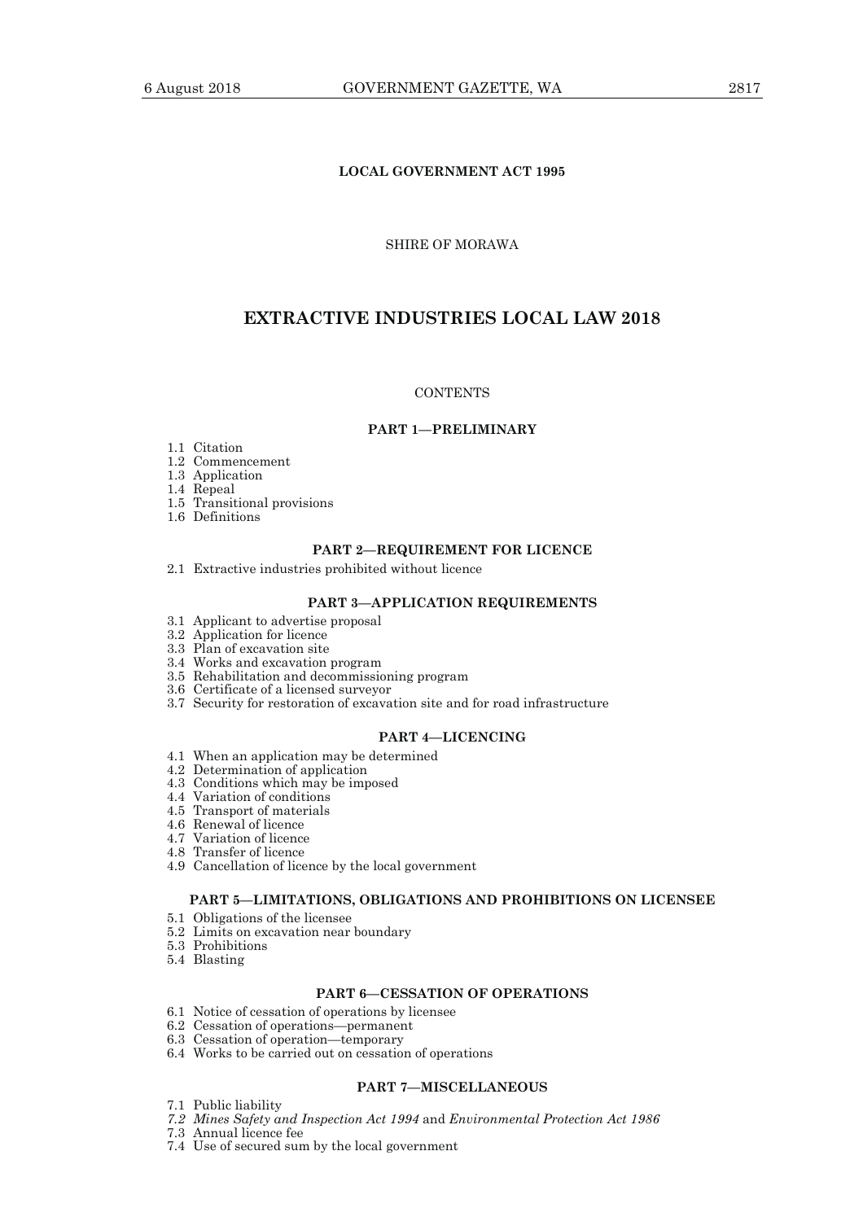**LOCAL GOVERNMENT ACT 1995**

SHIRE OF MORAWA

# EXTRACTIVE INDUSTRIES LOCAL LAW 2018

CONTENTS

**PART 1—PRELIMINARY**

1.1 Citation
1.2 Commencement
1.3 Application
1.4 Repeal
1.5 Transitional provisions
1.6 Definitions

**PART 2—REQUIREMENT FOR LICENCE**

2.1 Extractive industries prohibited without licence

**PART 3—APPLICATION REQUIREMENTS**

3.1 Applicant to advertise proposal
3.2 Application for licence
3.3 Plan of excavation site
3.4 Works and excavation program
3.5 Rehabilitation and decommissioning program
3.6 Certificate of a licensed surveyor
3.7 Security for restoration of excavation site and for road infrastructure

**PART 4—LICENCING**

4.1 When an application may be determined
4.2 Determination of application
4.3 Conditions which may be imposed
4.4 Variation of conditions
4.5 Transport of materials
4.6 Renewal of licence
4.7 Variation of licence
4.8 Transfer of licence
4.9 Cancellation of licence by the local government

**PART 5—LIMITATIONS, OBLIGATIONS AND PROHIBITIONS ON LICENSEE**

5.1 Obligations of the licensee
5.2 Limits on excavation near boundary
5.3 Prohibitions
5.4 Blasting

**PART 6—CESSATION OF OPERATIONS**

6.1 Notice of cessation of operations by licensee
6.2 Cessation of operations—permanent
6.3 Cessation of operation—temporary
6.4 Works to be carried out on cessation of operations

**PART 7—MISCELLANEOUS**

7.1 Public liability
*7.2 Mines Safety and Inspection Act 1994* and *Environmental Protection Act 1986*
7.3 Annual licence fee
7.4 Use of secured sum by the local government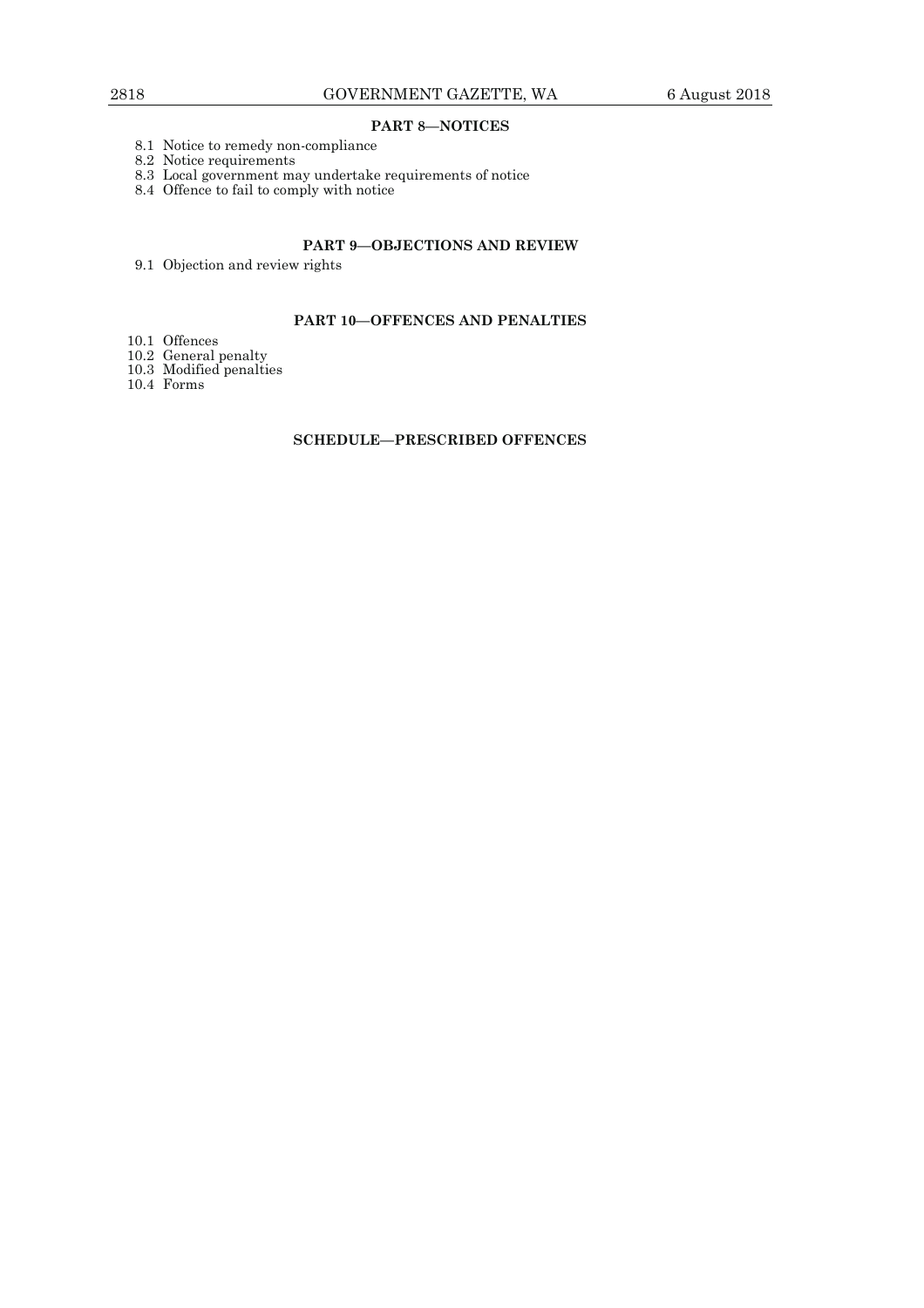## PART 8—NOTICES

8.1 Notice to remedy non-compliance
8.2 Notice requirements
8.3 Local government may undertake requirements of notice
8.4 Offence to fail to comply with notice

## PART 9—OBJECTIONS AND REVIEW

9.1 Objection and review rights

## PART 10—OFFENCES AND PENALTIES

10.1 Offences
10.2 General penalty
10.3 Modified penalties
10.4 Forms

## SCHEDULE—PRESCRIBED OFFENCES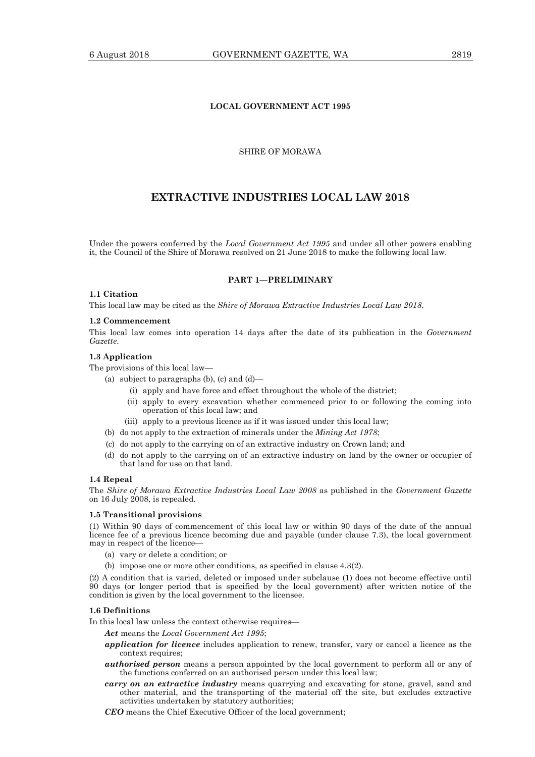**LOCAL GOVERNMENT ACT 1995**

SHIRE OF MORAWA

# EXTRACTIVE INDUSTRIES LOCAL LAW 2018

Under the powers conferred by the *Local Government Act 1995* and under all other powers enabling it, the Council of the Shire of Morawa resolved on 21 June 2018 to make the following local law.

## PART 1—PRELIMINARY

**1.1 Citation**

This local law may be cited as the *Shire of Morawa Extractive Industries Local Law 2018*.

**1.2 Commencement**

This local law comes into operation 14 days after the date of its publication in the *Government Gazette*.

**1.3 Application**

The provisions of this local law—

- (a) subject to paragraphs (b), (c) and (d)—
  - (i) apply and have force and effect throughout the whole of the district;
  - (ii) apply to every excavation whether commenced prior to or following the coming into operation of this local law; and
  - (iii) apply to a previous licence as if it was issued under this local law;
- (b) do not apply to the extraction of minerals under the *Mining Act 1978*;
- (c) do not apply to the carrying on of an extractive industry on Crown land; and
- (d) do not apply to the carrying on of an extractive industry on land by the owner or occupier of that land for use on that land.

**1.4 Repeal**

The *Shire of Morawa Extractive Industries Local Law 2008* as published in the *Government Gazette* on 16 July 2008, is repealed.

**1.5 Transitional provisions**

(1) Within 90 days of commencement of this local law or within 90 days of the date of the annual licence fee of a previous licence becoming due and payable (under clause 7.3), the local government may in respect of the licence—

- (a) vary or delete a condition; or
- (b) impose one or more other conditions, as specified in clause 4.3(2).

(2) A condition that is varied, deleted or imposed under subclause (1) does not become effective until 90 days (or longer period that is specified by the local government) after written notice of the condition is given by the local government to the licensee.

**1.6 Definitions**

In this local law unless the context otherwise requires—

***Act*** means the *Local Government Act 1995*;

***application for licence*** includes application to renew, transfer, vary or cancel a licence as the context requires;

***authorised person*** means a person appointed by the local government to perform all or any of the functions conferred on an authorised person under this local law;

***carry on an extractive industry*** means quarrying and excavating for stone, gravel, sand and other material, and the transporting of the material off the site, but excludes extractive activities undertaken by statutory authorities;

***CEO*** means the Chief Executive Officer of the local government;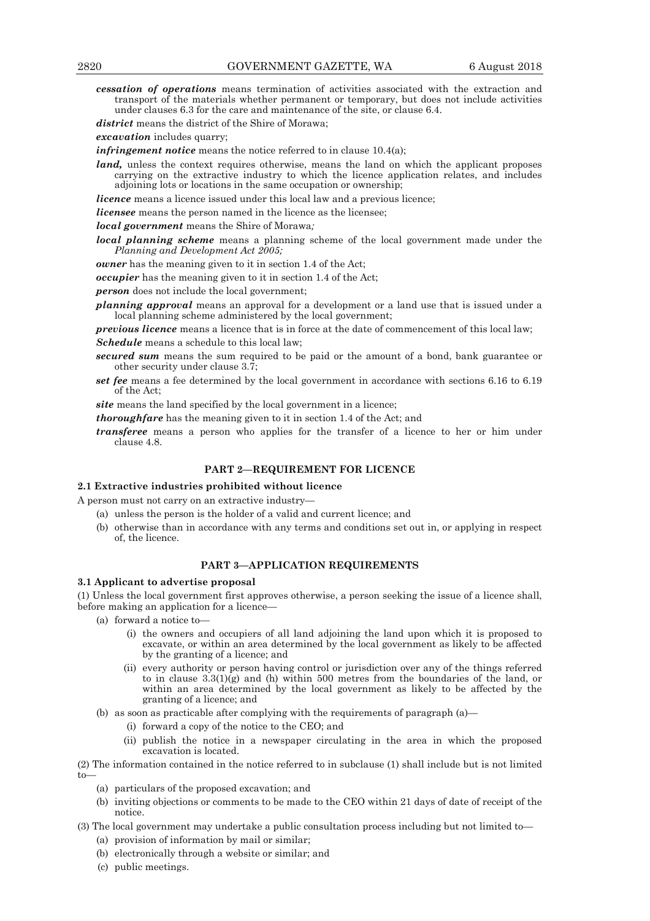***cessation of operations*** means termination of activities associated with the extraction and transport of the materials whether permanent or temporary, but does not include activities under clauses 6.3 for the care and maintenance of the site, or clause 6.4.

***district*** means the district of the Shire of Morawa;

***excavation*** includes quarry;

***infringement notice*** means the notice referred to in clause 10.4(a);

***land,*** unless the context requires otherwise, means the land on which the applicant proposes carrying on the extractive industry to which the licence application relates, and includes adjoining lots or locations in the same occupation or ownership;

***licence*** means a licence issued under this local law and a previous licence;

***licensee*** means the person named in the licence as the licensee;

***local government*** means the Shire of Morawa*;*

***local planning scheme*** means a planning scheme of the local government made under the *Planning and Development Act 2005;*

***owner*** has the meaning given to it in section 1.4 of the Act;

***occupier*** has the meaning given to it in section 1.4 of the Act;

***person*** does not include the local government;

***planning approval*** means an approval for a development or a land use that is issued under a local planning scheme administered by the local government;

***previous licence*** means a licence that is in force at the date of commencement of this local law;

***Schedule*** means a schedule to this local law;

***secured sum*** means the sum required to be paid or the amount of a bond, bank guarantee or other security under clause 3.7;

***set fee*** means a fee determined by the local government in accordance with sections 6.16 to 6.19 of the Act;

***site*** means the land specified by the local government in a licence;

***thoroughfare*** has the meaning given to it in section 1.4 of the Act; and

***transferee*** means a person who applies for the transfer of a licence to her or him under clause 4.8.

## PART 2—REQUIREMENT FOR LICENCE

### 2.1 Extractive industries prohibited without licence

A person must not carry on an extractive industry—

(a) unless the person is the holder of a valid and current licence; and

(b) otherwise than in accordance with any terms and conditions set out in, or applying in respect of, the licence.

## PART 3—APPLICATION REQUIREMENTS

### 3.1 Applicant to advertise proposal

(1) Unless the local government first approves otherwise, a person seeking the issue of a licence shall, before making an application for a licence—

(a) forward a notice to—

(i) the owners and occupiers of all land adjoining the land upon which it is proposed to excavate, or within an area determined by the local government as likely to be affected by the granting of a licence; and

(ii) every authority or person having control or jurisdiction over any of the things referred to in clause 3.3(1)(g) and (h) within 500 metres from the boundaries of the land, or within an area determined by the local government as likely to be affected by the granting of a licence; and

(b) as soon as practicable after complying with the requirements of paragraph (a)—

(i) forward a copy of the notice to the CEO; and

(ii) publish the notice in a newspaper circulating in the area in which the proposed excavation is located.

(2) The information contained in the notice referred to in subclause (1) shall include but is not limited to—

(a) particulars of the proposed excavation; and

(b) inviting objections or comments to be made to the CEO within 21 days of date of receipt of the notice.

(3) The local government may undertake a public consultation process including but not limited to—

(a) provision of information by mail or similar;

(b) electronically through a website or similar; and

(c) public meetings.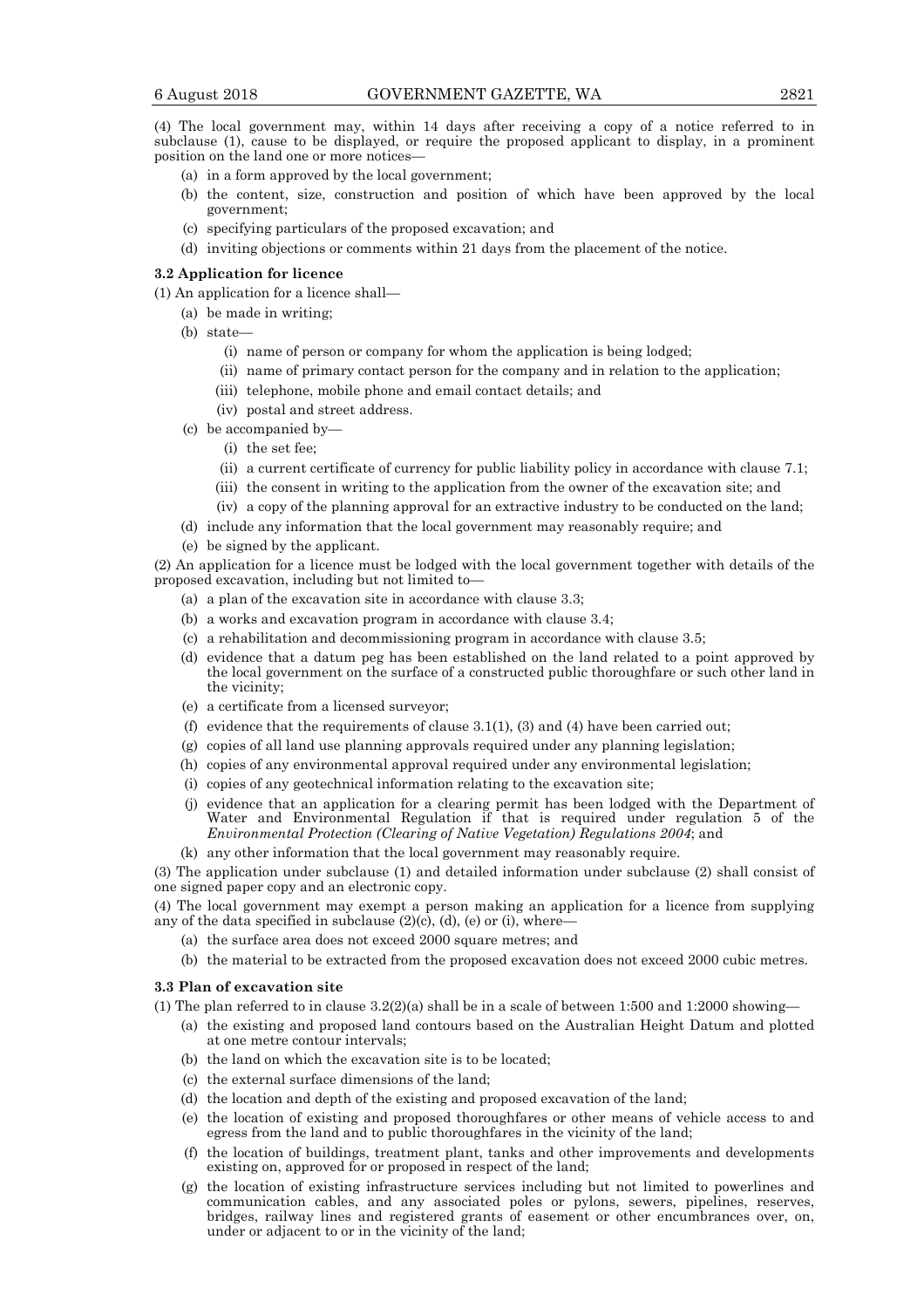(4) The local government may, within 14 days after receiving a copy of a notice referred to in subclause (1), cause to be displayed, or require the proposed applicant to display, in a prominent position on the land one or more notices—

- (a) in a form approved by the local government;
- (b) the content, size, construction and position of which have been approved by the local government;
- (c) specifying particulars of the proposed excavation; and
- (d) inviting objections or comments within 21 days from the placement of the notice.

**3.2 Application for licence**

(1) An application for a licence shall—

- (a) be made in writing;
- (b) state—
  - (i) name of person or company for whom the application is being lodged;
  - (ii) name of primary contact person for the company and in relation to the application;
  - (iii) telephone, mobile phone and email contact details; and
  - (iv) postal and street address.
- (c) be accompanied by—
  - (i) the set fee;
  - (ii) a current certificate of currency for public liability policy in accordance with clause 7.1;
  - (iii) the consent in writing to the application from the owner of the excavation site; and
  - (iv) a copy of the planning approval for an extractive industry to be conducted on the land;
- (d) include any information that the local government may reasonably require; and
- (e) be signed by the applicant.

(2) An application for a licence must be lodged with the local government together with details of the proposed excavation, including but not limited to—

- (a) a plan of the excavation site in accordance with clause 3.3;
- (b) a works and excavation program in accordance with clause 3.4;
- (c) a rehabilitation and decommissioning program in accordance with clause 3.5;
- (d) evidence that a datum peg has been established on the land related to a point approved by the local government on the surface of a constructed public thoroughfare or such other land in the vicinity;
- (e) a certificate from a licensed surveyor;
- (f) evidence that the requirements of clause 3.1(1), (3) and (4) have been carried out;
- (g) copies of all land use planning approvals required under any planning legislation;
- (h) copies of any environmental approval required under any environmental legislation;
- (i) copies of any geotechnical information relating to the excavation site;
- (j) evidence that an application for a clearing permit has been lodged with the Department of Water and Environmental Regulation if that is required under regulation 5 of the *Environmental Protection (Clearing of Native Vegetation) Regulations 2004*; and
- (k) any other information that the local government may reasonably require.

(3) The application under subclause (1) and detailed information under subclause (2) shall consist of one signed paper copy and an electronic copy.

(4) The local government may exempt a person making an application for a licence from supplying any of the data specified in subclause (2)(c), (d), (e) or (i), where—

- (a) the surface area does not exceed 2000 square metres; and
- (b) the material to be extracted from the proposed excavation does not exceed 2000 cubic metres.

**3.3 Plan of excavation site**

(1) The plan referred to in clause 3.2(2)(a) shall be in a scale of between 1:500 and 1:2000 showing—

- (a) the existing and proposed land contours based on the Australian Height Datum and plotted at one metre contour intervals;
- (b) the land on which the excavation site is to be located;
- (c) the external surface dimensions of the land;
- (d) the location and depth of the existing and proposed excavation of the land;
- (e) the location of existing and proposed thoroughfares or other means of vehicle access to and egress from the land and to public thoroughfares in the vicinity of the land;
- (f) the location of buildings, treatment plant, tanks and other improvements and developments existing on, approved for or proposed in respect of the land;
- (g) the location of existing infrastructure services including but not limited to powerlines and communication cables, and any associated poles or pylons, sewers, pipelines, reserves, bridges, railway lines and registered grants of easement or other encumbrances over, on, under or adjacent to or in the vicinity of the land;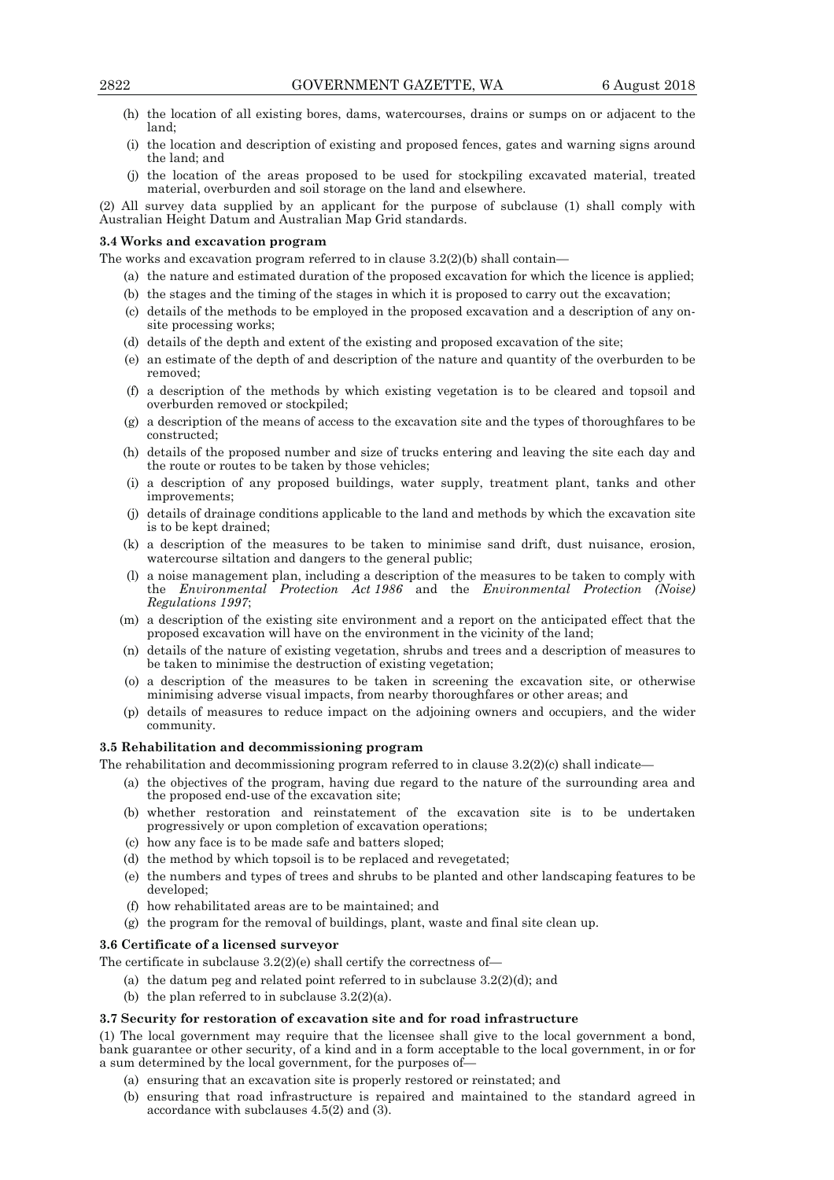(h) the location of all existing bores, dams, watercourses, drains or sumps on or adjacent to the land;

(i) the location and description of existing and proposed fences, gates and warning signs around the land; and

(j) the location of the areas proposed to be used for stockpiling excavated material, treated material, overburden and soil storage on the land and elsewhere.

(2) All survey data supplied by an applicant for the purpose of subclause (1) shall comply with Australian Height Datum and Australian Map Grid standards.

**3.4 Works and excavation program**

The works and excavation program referred to in clause 3.2(2)(b) shall contain—

(a) the nature and estimated duration of the proposed excavation for which the licence is applied;

(b) the stages and the timing of the stages in which it is proposed to carry out the excavation;

(c) details of the methods to be employed in the proposed excavation and a description of any on-site processing works;

(d) details of the depth and extent of the existing and proposed excavation of the site;

(e) an estimate of the depth of and description of the nature and quantity of the overburden to be removed;

(f) a description of the methods by which existing vegetation is to be cleared and topsoil and overburden removed or stockpiled;

(g) a description of the means of access to the excavation site and the types of thoroughfares to be constructed;

(h) details of the proposed number and size of trucks entering and leaving the site each day and the route or routes to be taken by those vehicles;

(i) a description of any proposed buildings, water supply, treatment plant, tanks and other improvements;

(j) details of drainage conditions applicable to the land and methods by which the excavation site is to be kept drained;

(k) a description of the measures to be taken to minimise sand drift, dust nuisance, erosion, watercourse siltation and dangers to the general public;

(l) a noise management plan, including a description of the measures to be taken to comply with the *Environmental Protection Act 1986* and the *Environmental Protection (Noise) Regulations 1997*;

(m) a description of the existing site environment and a report on the anticipated effect that the proposed excavation will have on the environment in the vicinity of the land;

(n) details of the nature of existing vegetation, shrubs and trees and a description of measures to be taken to minimise the destruction of existing vegetation;

(o) a description of the measures to be taken in screening the excavation site, or otherwise minimising adverse visual impacts, from nearby thoroughfares or other areas; and

(p) details of measures to reduce impact on the adjoining owners and occupiers, and the wider community.

**3.5 Rehabilitation and decommissioning program**

The rehabilitation and decommissioning program referred to in clause 3.2(2)(c) shall indicate—

(a) the objectives of the program, having due regard to the nature of the surrounding area and the proposed end-use of the excavation site;

(b) whether restoration and reinstatement of the excavation site is to be undertaken progressively or upon completion of excavation operations;

(c) how any face is to be made safe and batters sloped;

(d) the method by which topsoil is to be replaced and revegetated;

(e) the numbers and types of trees and shrubs to be planted and other landscaping features to be developed;

(f) how rehabilitated areas are to be maintained; and

(g) the program for the removal of buildings, plant, waste and final site clean up.

**3.6 Certificate of a licensed surveyor**

The certificate in subclause 3.2(2)(e) shall certify the correctness of—

(a) the datum peg and related point referred to in subclause 3.2(2)(d); and

(b) the plan referred to in subclause 3.2(2)(a).

**3.7 Security for restoration of excavation site and for road infrastructure**

(1) The local government may require that the licensee shall give to the local government a bond, bank guarantee or other security, of a kind and in a form acceptable to the local government, in or for a sum determined by the local government, for the purposes of—

(a) ensuring that an excavation site is properly restored or reinstated; and

(b) ensuring that road infrastructure is repaired and maintained to the standard agreed in accordance with subclauses 4.5(2) and (3).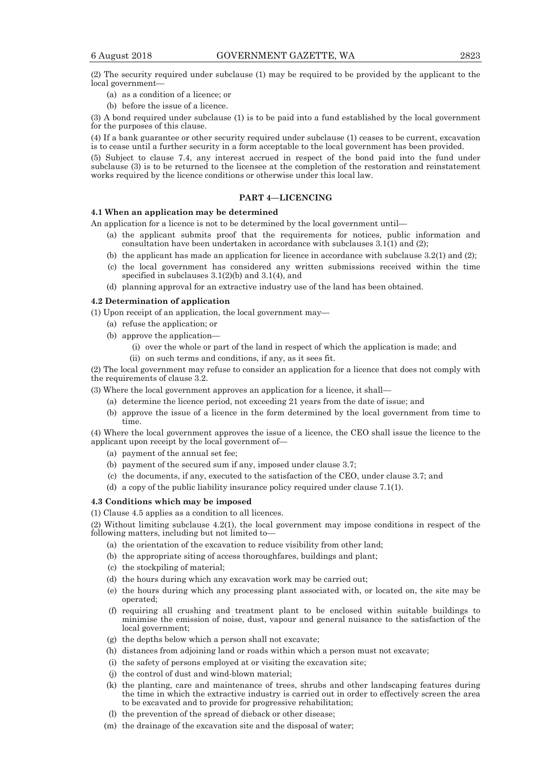(2) The security required under subclause (1) may be required to be provided by the applicant to the local government—

- (a) as a condition of a licence; or
- (b) before the issue of a licence.

(3) A bond required under subclause (1) is to be paid into a fund established by the local government for the purposes of this clause.

(4) If a bank guarantee or other security required under subclause (1) ceases to be current, excavation is to cease until a further security in a form acceptable to the local government has been provided.

(5) Subject to clause 7.4, any interest accrued in respect of the bond paid into the fund under subclause (3) is to be returned to the licensee at the completion of the restoration and reinstatement works required by the licence conditions or otherwise under this local law.

## PART 4—LICENCING

### 4.1 When an application may be determined

An application for a licence is not to be determined by the local government until—

- (a) the applicant submits proof that the requirements for notices, public information and consultation have been undertaken in accordance with subclauses 3.1(1) and (2);
- (b) the applicant has made an application for licence in accordance with subclause 3.2(1) and (2);
- (c) the local government has considered any written submissions received within the time specified in subclauses 3.1(2)(b) and 3.1(4), and
- (d) planning approval for an extractive industry use of the land has been obtained.

### 4.2 Determination of application

(1) Upon receipt of an application, the local government may—

- (a) refuse the application; or
- (b) approve the application—
  - (i) over the whole or part of the land in respect of which the application is made; and
  - (ii) on such terms and conditions, if any, as it sees fit.

(2) The local government may refuse to consider an application for a licence that does not comply with the requirements of clause 3.2.

(3) Where the local government approves an application for a licence, it shall—

- (a) determine the licence period, not exceeding 21 years from the date of issue; and
- (b) approve the issue of a licence in the form determined by the local government from time to time.

(4) Where the local government approves the issue of a licence, the CEO shall issue the licence to the applicant upon receipt by the local government of—

- (a) payment of the annual set fee;
- (b) payment of the secured sum if any, imposed under clause 3.7;
- (c) the documents, if any, executed to the satisfaction of the CEO, under clause 3.7; and
- (d) a copy of the public liability insurance policy required under clause 7.1(1).

### 4.3 Conditions which may be imposed

(1) Clause 4.5 applies as a condition to all licences.

(2) Without limiting subclause 4.2(1), the local government may impose conditions in respect of the following matters, including but not limited to—

- (a) the orientation of the excavation to reduce visibility from other land;
- (b) the appropriate siting of access thoroughfares, buildings and plant;
- (c) the stockpiling of material;
- (d) the hours during which any excavation work may be carried out;
- (e) the hours during which any processing plant associated with, or located on, the site may be operated;
- (f) requiring all crushing and treatment plant to be enclosed within suitable buildings to minimise the emission of noise, dust, vapour and general nuisance to the satisfaction of the local government;
- (g) the depths below which a person shall not excavate;
- (h) distances from adjoining land or roads within which a person must not excavate;
- (i) the safety of persons employed at or visiting the excavation site;
- (j) the control of dust and wind-blown material;
- (k) the planting, care and maintenance of trees, shrubs and other landscaping features during the time in which the extractive industry is carried out in order to effectively screen the area to be excavated and to provide for progressive rehabilitation;
- (l) the prevention of the spread of dieback or other disease;
- (m) the drainage of the excavation site and the disposal of water;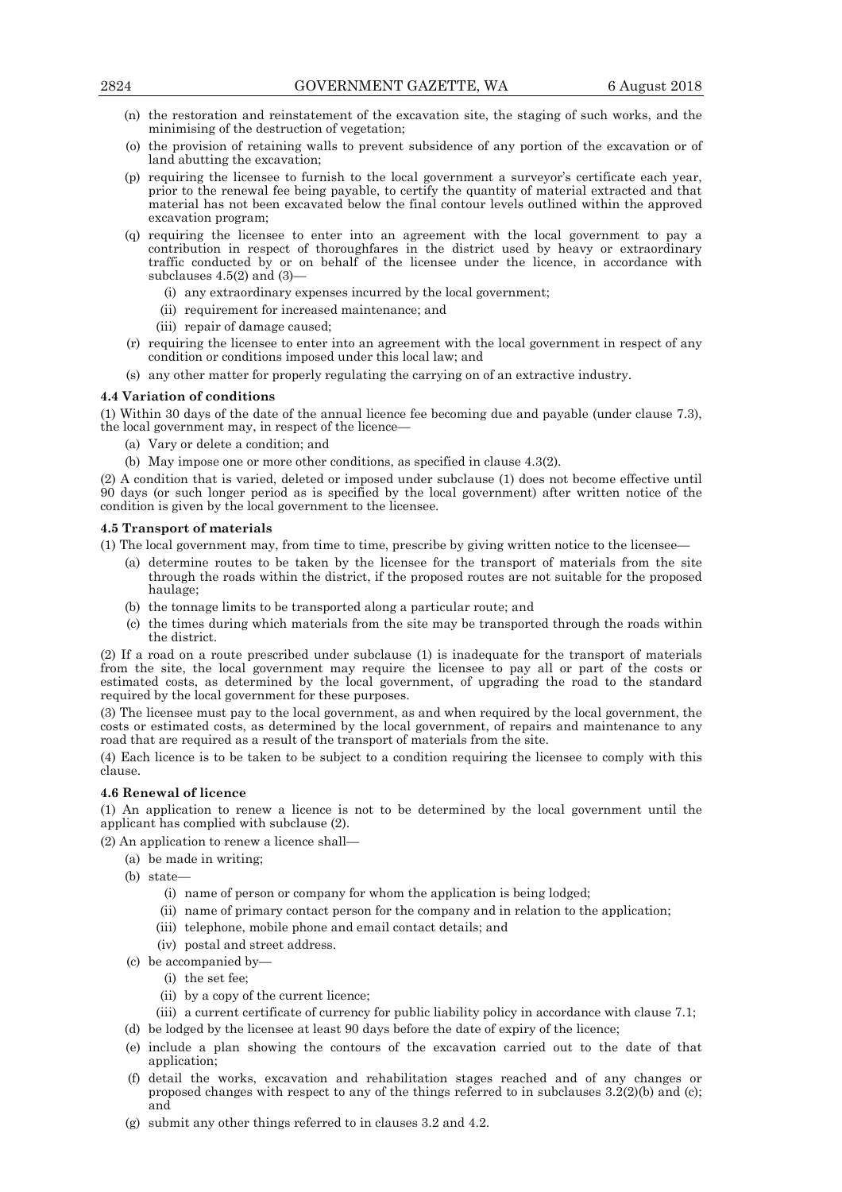(n) the restoration and reinstatement of the excavation site, the staging of such works, and the minimising of the destruction of vegetation;

(o) the provision of retaining walls to prevent subsidence of any portion of the excavation or of land abutting the excavation;

(p) requiring the licensee to furnish to the local government a surveyor's certificate each year, prior to the renewal fee being payable, to certify the quantity of material extracted and that material has not been excavated below the final contour levels outlined within the approved excavation program;

(q) requiring the licensee to enter into an agreement with the local government to pay a contribution in respect of thoroughfares in the district used by heavy or extraordinary traffic conducted by or on behalf of the licensee under the licence, in accordance with subclauses 4.5(2) and (3)—

   (i) any extraordinary expenses incurred by the local government;

   (ii) requirement for increased maintenance; and

   (iii) repair of damage caused;

(r) requiring the licensee to enter into an agreement with the local government in respect of any condition or conditions imposed under this local law; and

(s) any other matter for properly regulating the carrying on of an extractive industry.

**4.4 Variation of conditions**

(1) Within 30 days of the date of the annual licence fee becoming due and payable (under clause 7.3), the local government may, in respect of the licence—

   (a) Vary or delete a condition; and

   (b) May impose one or more other conditions, as specified in clause 4.3(2).

(2) A condition that is varied, deleted or imposed under subclause (1) does not become effective until 90 days (or such longer period as is specified by the local government) after written notice of the condition is given by the local government to the licensee.

**4.5 Transport of materials**

(1) The local government may, from time to time, prescribe by giving written notice to the licensee—

   (a) determine routes to be taken by the licensee for the transport of materials from the site through the roads within the district, if the proposed routes are not suitable for the proposed haulage;

   (b) the tonnage limits to be transported along a particular route; and

   (c) the times during which materials from the site may be transported through the roads within the district.

(2) If a road on a route prescribed under subclause (1) is inadequate for the transport of materials from the site, the local government may require the licensee to pay all or part of the costs or estimated costs, as determined by the local government, of upgrading the road to the standard required by the local government for these purposes.

(3) The licensee must pay to the local government, as and when required by the local government, the costs or estimated costs, as determined by the local government, of repairs and maintenance to any road that are required as a result of the transport of materials from the site.

(4) Each licence is to be taken to be subject to a condition requiring the licensee to comply with this clause.

**4.6 Renewal of licence**

(1) An application to renew a licence is not to be determined by the local government until the applicant has complied with subclause (2).

(2) An application to renew a licence shall—

   (a) be made in writing;

   (b) state—

      (i) name of person or company for whom the application is being lodged;

      (ii) name of primary contact person for the company and in relation to the application;

      (iii) telephone, mobile phone and email contact details; and

      (iv) postal and street address.

   (c) be accompanied by—

      (i) the set fee;

      (ii) by a copy of the current licence;

      (iii) a current certificate of currency for public liability policy in accordance with clause 7.1;

   (d) be lodged by the licensee at least 90 days before the date of expiry of the licence;

   (e) include a plan showing the contours of the excavation carried out to the date of that application;

   (f) detail the works, excavation and rehabilitation stages reached and of any changes or proposed changes with respect to any of the things referred to in subclauses 3.2(2)(b) and (c); and

   (g) submit any other things referred to in clauses 3.2 and 4.2.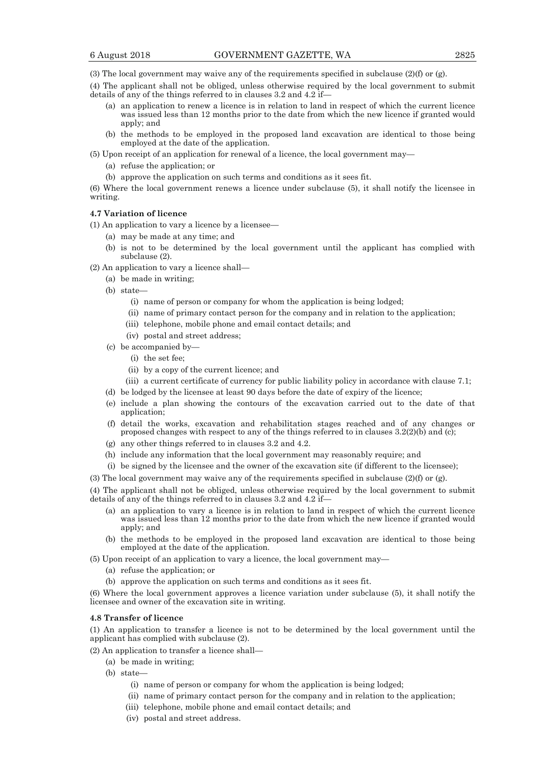(3) The local government may waive any of the requirements specified in subclause (2)(f) or (g).

(4) The applicant shall not be obliged, unless otherwise required by the local government to submit details of any of the things referred to in clauses 3.2 and 4.2 if—

- (a) an application to renew a licence is in relation to land in respect of which the current licence was issued less than 12 months prior to the date from which the new licence if granted would apply; and
- (b) the methods to be employed in the proposed land excavation are identical to those being employed at the date of the application.

(5) Upon receipt of an application for renewal of a licence, the local government may—

- (a) refuse the application; or
- (b) approve the application on such terms and conditions as it sees fit.

(6) Where the local government renews a licence under subclause (5), it shall notify the licensee in writing.

**4.7 Variation of licence**

(1) An application to vary a licence by a licensee—

- (a) may be made at any time; and
- (b) is not to be determined by the local government until the applicant has complied with subclause (2).

(2) An application to vary a licence shall—

- (a) be made in writing;
- (b) state—
  - (i) name of person or company for whom the application is being lodged;
  - (ii) name of primary contact person for the company and in relation to the application;
  - (iii) telephone, mobile phone and email contact details; and
  - (iv) postal and street address;
- (c) be accompanied by—
  - (i) the set fee;
  - (ii) by a copy of the current licence; and
  - (iii) a current certificate of currency for public liability policy in accordance with clause 7.1;
- (d) be lodged by the licensee at least 90 days before the date of expiry of the licence;
- (e) include a plan showing the contours of the excavation carried out to the date of that application;
- (f) detail the works, excavation and rehabilitation stages reached and of any changes or proposed changes with respect to any of the things referred to in clauses 3.2(2)(b) and (c);
- (g) any other things referred to in clauses 3.2 and 4.2.
- (h) include any information that the local government may reasonably require; and
- (i) be signed by the licensee and the owner of the excavation site (if different to the licensee);

(3) The local government may waive any of the requirements specified in subclause (2)(f) or (g).

(4) The applicant shall not be obliged, unless otherwise required by the local government to submit details of any of the things referred to in clauses 3.2 and 4.2 if—

- (a) an application to vary a licence is in relation to land in respect of which the current licence was issued less than 12 months prior to the date from which the new licence if granted would apply; and
- (b) the methods to be employed in the proposed land excavation are identical to those being employed at the date of the application.

(5) Upon receipt of an application to vary a licence, the local government may—

- (a) refuse the application; or
- (b) approve the application on such terms and conditions as it sees fit.

(6) Where the local government approves a licence variation under subclause (5), it shall notify the licensee and owner of the excavation site in writing.

**4.8 Transfer of licence**

(1) An application to transfer a licence is not to be determined by the local government until the applicant has complied with subclause (2).

(2) An application to transfer a licence shall—

- (a) be made in writing;
- (b) state—
  - (i) name of person or company for whom the application is being lodged;
  - (ii) name of primary contact person for the company and in relation to the application;
  - (iii) telephone, mobile phone and email contact details; and
  - (iv) postal and street address.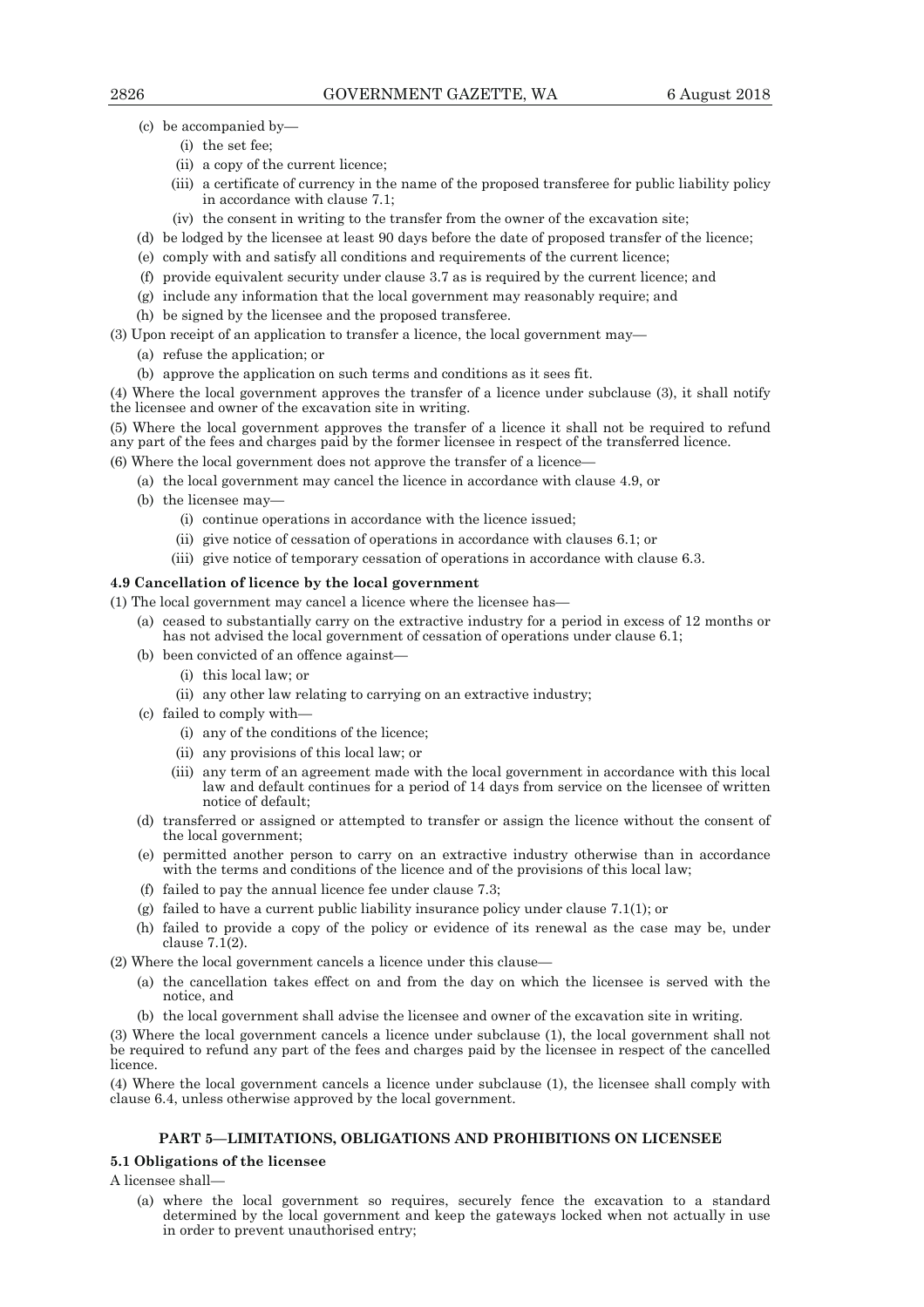(c) be accompanied by—

(i) the set fee;

(ii) a copy of the current licence;

(iii) a certificate of currency in the name of the proposed transferee for public liability policy in accordance with clause 7.1;

(iv) the consent in writing to the transfer from the owner of the excavation site;

(d) be lodged by the licensee at least 90 days before the date of proposed transfer of the licence;

(e) comply with and satisfy all conditions and requirements of the current licence;

(f) provide equivalent security under clause 3.7 as is required by the current licence; and

(g) include any information that the local government may reasonably require; and

(h) be signed by the licensee and the proposed transferee.

(3) Upon receipt of an application to transfer a licence, the local government may—

(a) refuse the application; or

(b) approve the application on such terms and conditions as it sees fit.

(4) Where the local government approves the transfer of a licence under subclause (3), it shall notify the licensee and owner of the excavation site in writing.

(5) Where the local government approves the transfer of a licence it shall not be required to refund any part of the fees and charges paid by the former licensee in respect of the transferred licence.

(6) Where the local government does not approve the transfer of a licence—

(a) the local government may cancel the licence in accordance with clause 4.9, or

(b) the licensee may—

(i) continue operations in accordance with the licence issued;

(ii) give notice of cessation of operations in accordance with clauses 6.1; or

(iii) give notice of temporary cessation of operations in accordance with clause 6.3.

**4.9 Cancellation of licence by the local government**

(1) The local government may cancel a licence where the licensee has—

(a) ceased to substantially carry on the extractive industry for a period in excess of 12 months or has not advised the local government of cessation of operations under clause 6.1;

(b) been convicted of an offence against—

(i) this local law; or

(ii) any other law relating to carrying on an extractive industry;

(c) failed to comply with—

(i) any of the conditions of the licence;

(ii) any provisions of this local law; or

(iii) any term of an agreement made with the local government in accordance with this local law and default continues for a period of 14 days from service on the licensee of written notice of default;

(d) transferred or assigned or attempted to transfer or assign the licence without the consent of the local government;

(e) permitted another person to carry on an extractive industry otherwise than in accordance with the terms and conditions of the licence and of the provisions of this local law;

(f) failed to pay the annual licence fee under clause 7.3;

(g) failed to have a current public liability insurance policy under clause 7.1(1); or

(h) failed to provide a copy of the policy or evidence of its renewal as the case may be, under clause 7.1(2).

(2) Where the local government cancels a licence under this clause—

(a) the cancellation takes effect on and from the day on which the licensee is served with the notice, and

(b) the local government shall advise the licensee and owner of the excavation site in writing.

(3) Where the local government cancels a licence under subclause (1), the local government shall not be required to refund any part of the fees and charges paid by the licensee in respect of the cancelled licence.

(4) Where the local government cancels a licence under subclause (1), the licensee shall comply with clause 6.4, unless otherwise approved by the local government.

## PART 5—LIMITATIONS, OBLIGATIONS AND PROHIBITIONS ON LICENSEE

**5.1 Obligations of the licensee**

A licensee shall—

(a) where the local government so requires, securely fence the excavation to a standard determined by the local government and keep the gateways locked when not actually in use in order to prevent unauthorised entry;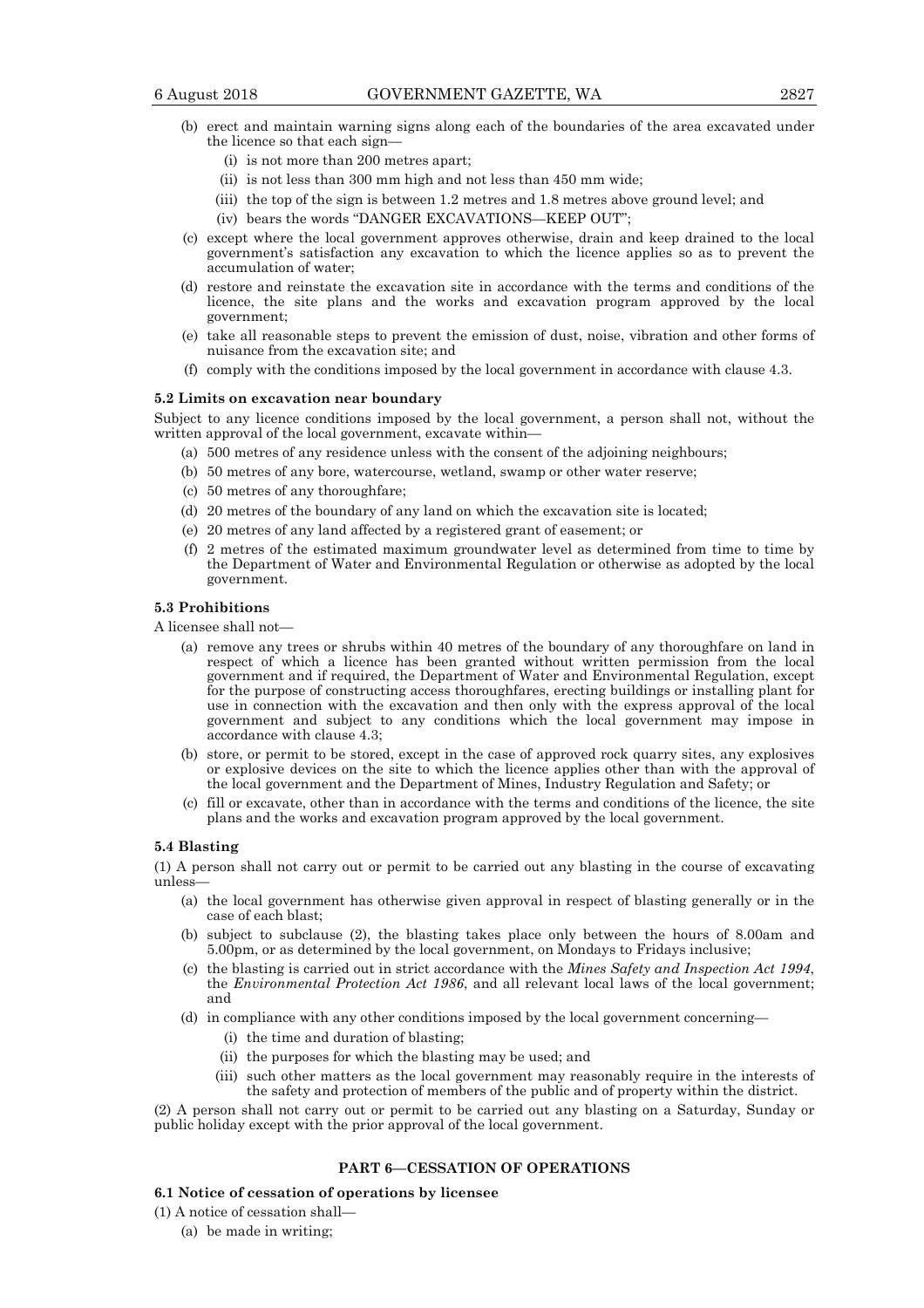(b) erect and maintain warning signs along each of the boundaries of the area excavated under the licence so that each sign—
   (i) is not more than 200 metres apart;
   (ii) is not less than 300 mm high and not less than 450 mm wide;
   (iii) the top of the sign is between 1.2 metres and 1.8 metres above ground level; and
   (iv) bears the words "DANGER EXCAVATIONS—KEEP OUT";

(c) except where the local government approves otherwise, drain and keep drained to the local government's satisfaction any excavation to which the licence applies so as to prevent the accumulation of water;

(d) restore and reinstate the excavation site in accordance with the terms and conditions of the licence, the site plans and the works and excavation program approved by the local government;

(e) take all reasonable steps to prevent the emission of dust, noise, vibration and other forms of nuisance from the excavation site; and

(f) comply with the conditions imposed by the local government in accordance with clause 4.3.

#### 5.2 Limits on excavation near boundary

Subject to any licence conditions imposed by the local government, a person shall not, without the written approval of the local government, excavate within—

(a) 500 metres of any residence unless with the consent of the adjoining neighbours;

(b) 50 metres of any bore, watercourse, wetland, swamp or other water reserve;

(c) 50 metres of any thoroughfare;

(d) 20 metres of the boundary of any land on which the excavation site is located;

(e) 20 metres of any land affected by a registered grant of easement; or

(f) 2 metres of the estimated maximum groundwater level as determined from time to time by the Department of Water and Environmental Regulation or otherwise as adopted by the local government.

#### 5.3 Prohibitions

A licensee shall not—

(a) remove any trees or shrubs within 40 metres of the boundary of any thoroughfare on land in respect of which a licence has been granted without written permission from the local government and if required, the Department of Water and Environmental Regulation, except for the purpose of constructing access thoroughfares, erecting buildings or installing plant for use in connection with the excavation and then only with the express approval of the local government and subject to any conditions which the local government may impose in accordance with clause 4.3;

(b) store, or permit to be stored, except in the case of approved rock quarry sites, any explosives or explosive devices on the site to which the licence applies other than with the approval of the local government and the Department of Mines, Industry Regulation and Safety; or

(c) fill or excavate, other than in accordance with the terms and conditions of the licence, the site plans and the works and excavation program approved by the local government.

#### 5.4 Blasting

(1) A person shall not carry out or permit to be carried out any blasting in the course of excavating unless—

(a) the local government has otherwise given approval in respect of blasting generally or in the case of each blast;

(b) subject to subclause (2), the blasting takes place only between the hours of 8.00am and 5.00pm, or as determined by the local government, on Mondays to Fridays inclusive;

(c) the blasting is carried out in strict accordance with the *Mines Safety and Inspection Act 1994*, the *Environmental Protection Act 1986*, and all relevant local laws of the local government; and

(d) in compliance with any other conditions imposed by the local government concerning—
   (i) the time and duration of blasting;
   (ii) the purposes for which the blasting may be used; and
   (iii) such other matters as the local government may reasonably require in the interests of the safety and protection of members of the public and of property within the district.

(2) A person shall not carry out or permit to be carried out any blasting on a Saturday, Sunday or public holiday except with the prior approval of the local government.

### PART 6—CESSATION OF OPERATIONS

#### 6.1 Notice of cessation of operations by licensee

(1) A notice of cessation shall—

(a) be made in writing;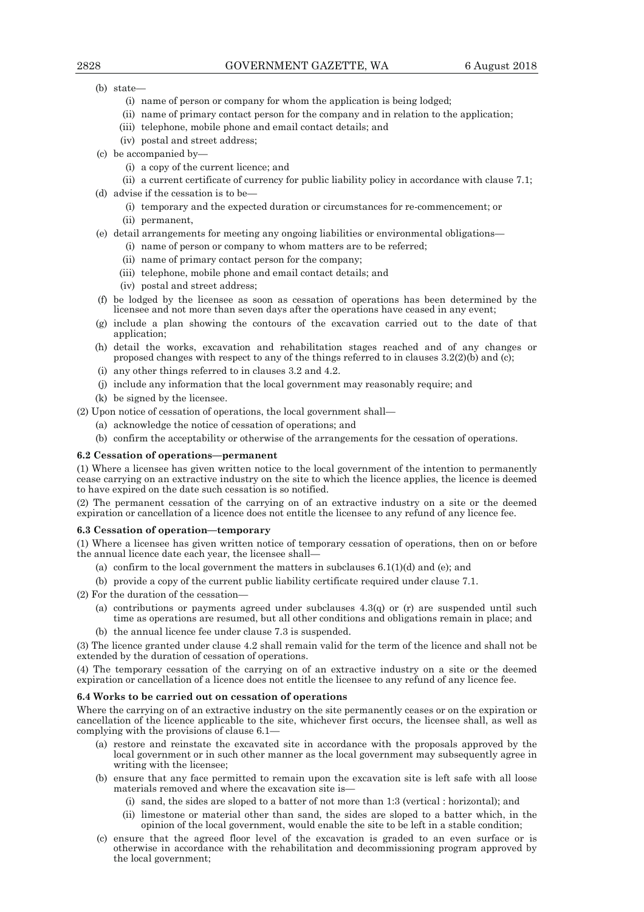(b) state—

(i) name of person or company for whom the application is being lodged;

(ii) name of primary contact person for the company and in relation to the application;

(iii) telephone, mobile phone and email contact details; and

(iv) postal and street address;

(c) be accompanied by—

(i) a copy of the current licence; and

(ii) a current certificate of currency for public liability policy in accordance with clause 7.1;

(d) advise if the cessation is to be—

(i) temporary and the expected duration or circumstances for re-commencement; or

(ii) permanent,

(e) detail arrangements for meeting any ongoing liabilities or environmental obligations—

(i) name of person or company to whom matters are to be referred;

(ii) name of primary contact person for the company;

(iii) telephone, mobile phone and email contact details; and

(iv) postal and street address;

(f) be lodged by the licensee as soon as cessation of operations has been determined by the licensee and not more than seven days after the operations have ceased in any event;

(g) include a plan showing the contours of the excavation carried out to the date of that application;

(h) detail the works, excavation and rehabilitation stages reached and of any changes or proposed changes with respect to any of the things referred to in clauses 3.2(2)(b) and (c);

(i) any other things referred to in clauses 3.2 and 4.2.

(j) include any information that the local government may reasonably require; and

(k) be signed by the licensee.

(2) Upon notice of cessation of operations, the local government shall—

(a) acknowledge the notice of cessation of operations; and

(b) confirm the acceptability or otherwise of the arrangements for the cessation of operations.

**6.2 Cessation of operations—permanent**

(1) Where a licensee has given written notice to the local government of the intention to permanently cease carrying on an extractive industry on the site to which the licence applies, the licence is deemed to have expired on the date such cessation is so notified.

(2) The permanent cessation of the carrying on of an extractive industry on a site or the deemed expiration or cancellation of a licence does not entitle the licensee to any refund of any licence fee.

**6.3 Cessation of operation—temporary**

(1) Where a licensee has given written notice of temporary cessation of operations, then on or before the annual licence date each year, the licensee shall—

(a) confirm to the local government the matters in subclauses 6.1(1)(d) and (e); and

(b) provide a copy of the current public liability certificate required under clause 7.1.

(2) For the duration of the cessation—

(a) contributions or payments agreed under subclauses 4.3(q) or (r) are suspended until such time as operations are resumed, but all other conditions and obligations remain in place; and

(b) the annual licence fee under clause 7.3 is suspended.

(3) The licence granted under clause 4.2 shall remain valid for the term of the licence and shall not be extended by the duration of cessation of operations.

(4) The temporary cessation of the carrying on of an extractive industry on a site or the deemed expiration or cancellation of a licence does not entitle the licensee to any refund of any licence fee.

**6.4 Works to be carried out on cessation of operations**

Where the carrying on of an extractive industry on the site permanently ceases or on the expiration or cancellation of the licence applicable to the site, whichever first occurs, the licensee shall, as well as complying with the provisions of clause 6.1—

(a) restore and reinstate the excavated site in accordance with the proposals approved by the local government or in such other manner as the local government may subsequently agree in writing with the licensee;

(b) ensure that any face permitted to remain upon the excavation site is left safe with all loose materials removed and where the excavation site is—

(i) sand, the sides are sloped to a batter of not more than 1:3 (vertical : horizontal); and

(ii) limestone or material other than sand, the sides are sloped to a batter which, in the opinion of the local government, would enable the site to be left in a stable condition;

(c) ensure that the agreed floor level of the excavation is graded to an even surface or is otherwise in accordance with the rehabilitation and decommissioning program approved by the local government;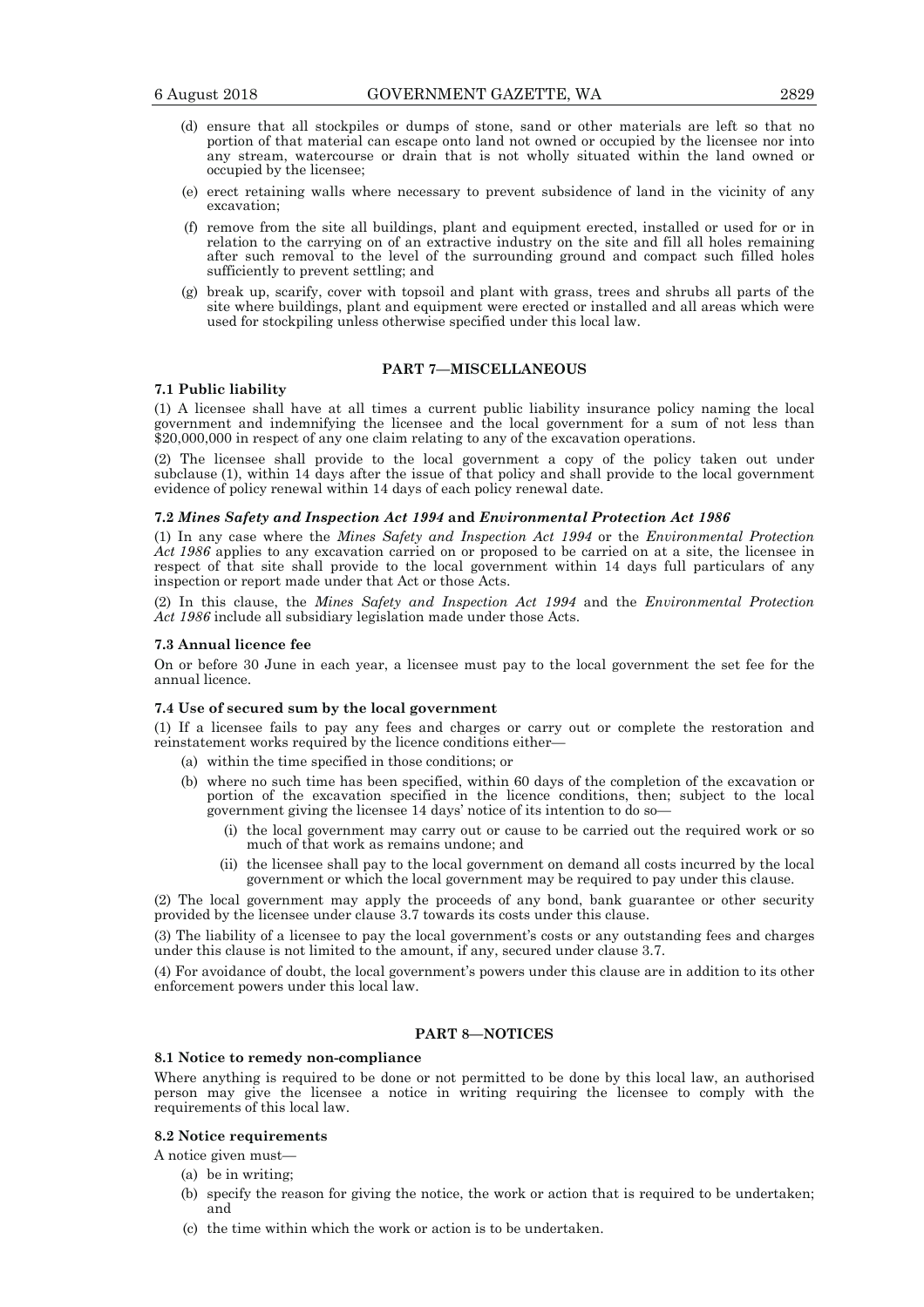(d) ensure that all stockpiles or dumps of stone, sand or other materials are left so that no portion of that material can escape onto land not owned or occupied by the licensee nor into any stream, watercourse or drain that is not wholly situated within the land owned or occupied by the licensee;

(e) erect retaining walls where necessary to prevent subsidence of land in the vicinity of any excavation;

(f) remove from the site all buildings, plant and equipment erected, installed or used for or in relation to the carrying on of an extractive industry on the site and fill all holes remaining after such removal to the level of the surrounding ground and compact such filled holes sufficiently to prevent settling; and

(g) break up, scarify, cover with topsoil and plant with grass, trees and shrubs all parts of the site where buildings, plant and equipment were erected or installed and all areas which were used for stockpiling unless otherwise specified under this local law.

## PART 7—MISCELLANEOUS

### 7.1 Public liability

(1) A licensee shall have at all times a current public liability insurance policy naming the local government and indemnifying the licensee and the local government for a sum of not less than $20,000,000 in respect of any one claim relating to any of the excavation operations.

(2) The licensee shall provide to the local government a copy of the policy taken out under subclause (1), within 14 days after the issue of that policy and shall provide to the local government evidence of policy renewal within 14 days of each policy renewal date.

### 7.2 *Mines Safety and Inspection Act 1994* and *Environmental Protection Act 1986*

(1) In any case where the *Mines Safety and Inspection Act 1994* or the *Environmental Protection Act 1986* applies to any excavation carried on or proposed to be carried on at a site, the licensee in respect of that site shall provide to the local government within 14 days full particulars of any inspection or report made under that Act or those Acts.

(2) In this clause, the *Mines Safety and Inspection Act 1994* and the *Environmental Protection Act 1986* include all subsidiary legislation made under those Acts.

### 7.3 Annual licence fee

On or before 30 June in each year, a licensee must pay to the local government the set fee for the annual licence.

### 7.4 Use of secured sum by the local government

(1) If a licensee fails to pay any fees and charges or carry out or complete the restoration and reinstatement works required by the licence conditions either—

(a) within the time specified in those conditions; or

(b) where no such time has been specified, within 60 days of the completion of the excavation or portion of the excavation specified in the licence conditions, then; subject to the local government giving the licensee 14 days' notice of its intention to do so—

(i) the local government may carry out or cause to be carried out the required work or so much of that work as remains undone; and

(ii) the licensee shall pay to the local government on demand all costs incurred by the local government or which the local government may be required to pay under this clause.

(2) The local government may apply the proceeds of any bond, bank guarantee or other security provided by the licensee under clause 3.7 towards its costs under this clause.

(3) The liability of a licensee to pay the local government's costs or any outstanding fees and charges under this clause is not limited to the amount, if any, secured under clause 3.7.

(4) For avoidance of doubt, the local government's powers under this clause are in addition to its other enforcement powers under this local law.

## PART 8—NOTICES

### 8.1 Notice to remedy non-compliance

Where anything is required to be done or not permitted to be done by this local law, an authorised person may give the licensee a notice in writing requiring the licensee to comply with the requirements of this local law.

### 8.2 Notice requirements

A notice given must—

(a) be in writing;

(b) specify the reason for giving the notice, the work or action that is required to be undertaken; and

(c) the time within which the work or action is to be undertaken.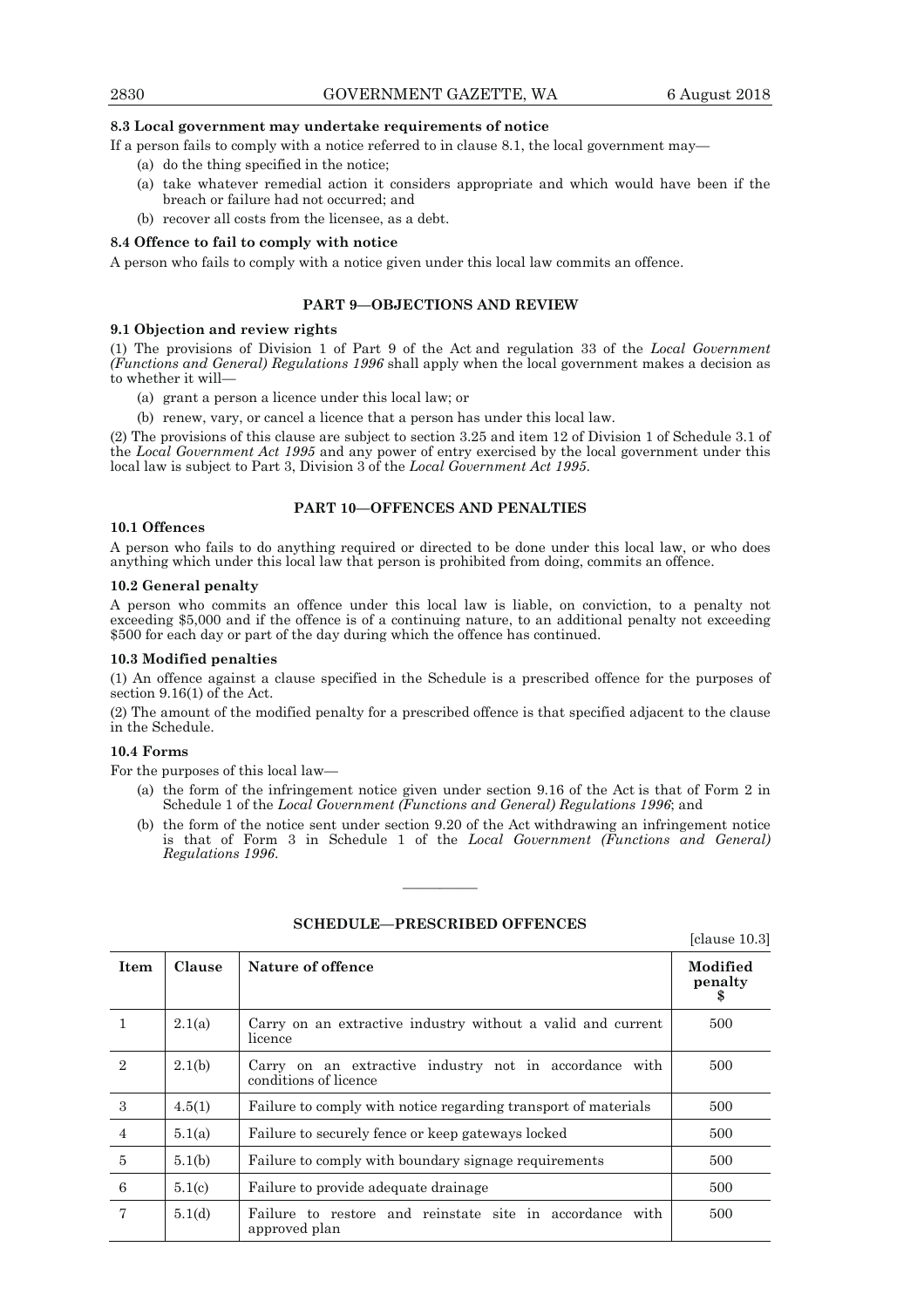**8.3 Local government may undertake requirements of notice**

If a person fails to comply with a notice referred to in clause 8.1, the local government may—

(a) do the thing specified in the notice;

(a) take whatever remedial action it considers appropriate and which would have been if the breach or failure had not occurred; and

(b) recover all costs from the licensee, as a debt.

**8.4 Offence to fail to comply with notice**

A person who fails to comply with a notice given under this local law commits an offence.

## PART 9—OBJECTIONS AND REVIEW

**9.1 Objection and review rights**

(1) The provisions of Division 1 of Part 9 of the Act and regulation 33 of the *Local Government (Functions and General) Regulations 1996* shall apply when the local government makes a decision as to whether it will—

(a) grant a person a licence under this local law; or

(b) renew, vary, or cancel a licence that a person has under this local law.

(2) The provisions of this clause are subject to section 3.25 and item 12 of Division 1 of Schedule 3.1 of the *Local Government Act 1995* and any power of entry exercised by the local government under this local law is subject to Part 3, Division 3 of the *Local Government Act 1995*.

## PART 10—OFFENCES AND PENALTIES

**10.1 Offences**

A person who fails to do anything required or directed to be done under this local law, or who does anything which under this local law that person is prohibited from doing, commits an offence.

**10.2 General penalty**

A person who commits an offence under this local law is liable, on conviction, to a penalty not exceeding $5,000 and if the offence is of a continuing nature, to an additional penalty not exceeding $500 for each day or part of the day during which the offence has continued.

**10.3 Modified penalties**

(1) An offence against a clause specified in the Schedule is a prescribed offence for the purposes of section 9.16(1) of the Act.

(2) The amount of the modified penalty for a prescribed offence is that specified adjacent to the clause in the Schedule.

**10.4 Forms**

For the purposes of this local law—

(a) the form of the infringement notice given under section 9.16 of the Act is that of Form 2 in Schedule 1 of the *Local Government (Functions and General) Regulations 1996*; and

(b) the form of the notice sent under section 9.20 of the Act withdrawing an infringement notice is that of Form 3 in Schedule 1 of the *Local Government (Functions and General) Regulations 1996*.

———————

## SCHEDULE—PRESCRIBED OFFENCES

[clause 10.3]

| Item | Clause | Nature of offence | Modified penalty $ |
|---|---|---|---|
| 1 | 2.1(a) | Carry on an extractive industry without a valid and current licence | 500 |
| 2 | 2.1(b) | Carry on an extractive industry not in accordance with conditions of licence | 500 |
| 3 | 4.5(1) | Failure to comply with notice regarding transport of materials | 500 |
| 4 | 5.1(a) | Failure to securely fence or keep gateways locked | 500 |
| 5 | 5.1(b) | Failure to comply with boundary signage requirements | 500 |
| 6 | 5.1(c) | Failure to provide adequate drainage | 500 |
| 7 | 5.1(d) | Failure to restore and reinstate site in accordance with approved plan | 500 |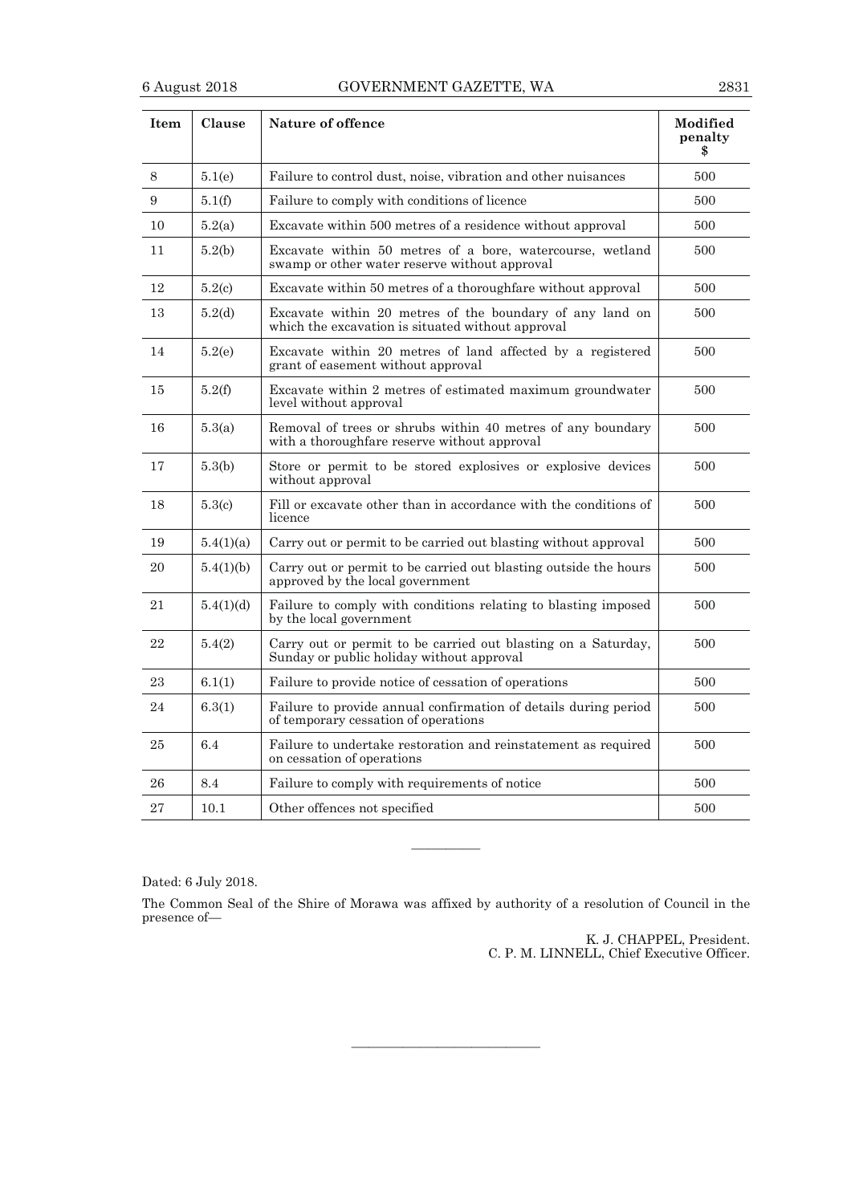| Item | Clause | Nature of offence | Modified penalty $ |
|---|---|---|---|
| 8 | 5.1(e) | Failure to control dust, noise, vibration and other nuisances | 500 |
| 9 | 5.1(f) | Failure to comply with conditions of licence | 500 |
| 10 | 5.2(a) | Excavate within 500 metres of a residence without approval | 500 |
| 11 | 5.2(b) | Excavate within 50 metres of a bore, watercourse, wetland swamp or other water reserve without approval | 500 |
| 12 | 5.2(c) | Excavate within 50 metres of a thoroughfare without approval | 500 |
| 13 | 5.2(d) | Excavate within 20 metres of the boundary of any land on which the excavation is situated without approval | 500 |
| 14 | 5.2(e) | Excavate within 20 metres of land affected by a registered grant of easement without approval | 500 |
| 15 | 5.2(f) | Excavate within 2 metres of estimated maximum groundwater level without approval | 500 |
| 16 | 5.3(a) | Removal of trees or shrubs within 40 metres of any boundary with a thoroughfare reserve without approval | 500 |
| 17 | 5.3(b) | Store or permit to be stored explosives or explosive devices without approval | 500 |
| 18 | 5.3(c) | Fill or excavate other than in accordance with the conditions of licence | 500 |
| 19 | 5.4(1)(a) | Carry out or permit to be carried out blasting without approval | 500 |
| 20 | 5.4(1)(b) | Carry out or permit to be carried out blasting outside the hours approved by the local government | 500 |
| 21 | 5.4(1)(d) | Failure to comply with conditions relating to blasting imposed by the local government | 500 |
| 22 | 5.4(2) | Carry out or permit to be carried out blasting on a Saturday, Sunday or public holiday without approval | 500 |
| 23 | 6.1(1) | Failure to provide notice of cessation of operations | 500 |
| 24 | 6.3(1) | Failure to provide annual confirmation of details during period of temporary cessation of operations | 500 |
| 25 | 6.4 | Failure to undertake restoration and reinstatement as required on cessation of operations | 500 |
| 26 | 8.4 | Failure to comply with requirements of notice | 500 |
| 27 | 10.1 | Other offences not specified | 500 |

———————

Dated: 6 July 2018.

The Common Seal of the Shire of Morawa was affixed by authority of a resolution of Council in the presence of—

K. J. CHAPPEL, President.
C. P. M. LINNELL, Chief Executive Officer.

———————————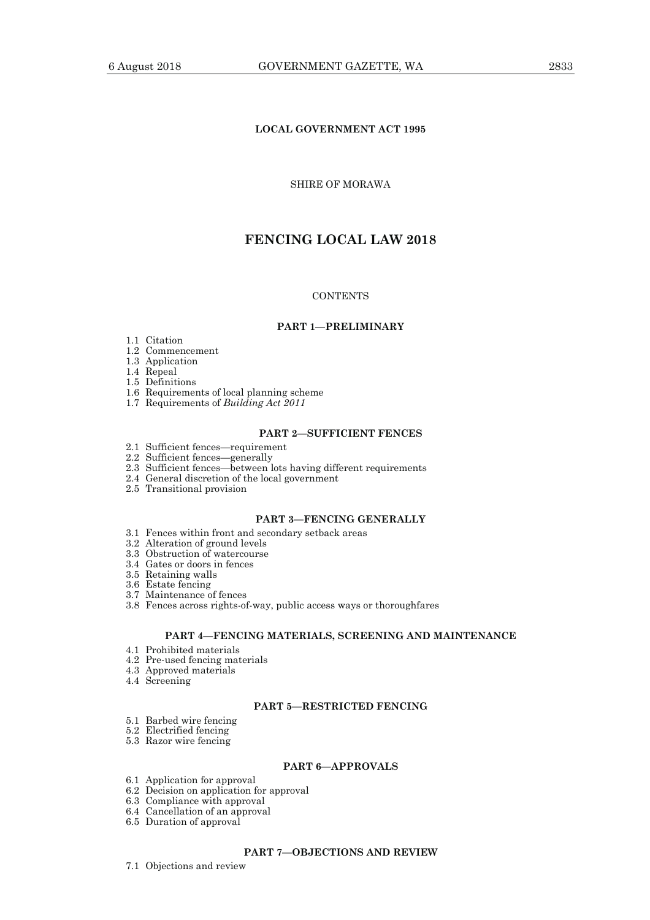**LOCAL GOVERNMENT ACT 1995**

SHIRE OF MORAWA

# FENCING LOCAL LAW 2018

CONTENTS

### PART 1—PRELIMINARY

1.1 Citation
1.2 Commencement
1.3 Application
1.4 Repeal
1.5 Definitions
1.6 Requirements of local planning scheme
1.7 Requirements of *Building Act 2011*

### PART 2—SUFFICIENT FENCES

2.1 Sufficient fences—requirement
2.2 Sufficient fences—generally
2.3 Sufficient fences—between lots having different requirements
2.4 General discretion of the local government
2.5 Transitional provision

### PART 3—FENCING GENERALLY

3.1 Fences within front and secondary setback areas
3.2 Alteration of ground levels
3.3 Obstruction of watercourse
3.4 Gates or doors in fences
3.5 Retaining walls
3.6 Estate fencing
3.7 Maintenance of fences
3.8 Fences across rights-of-way, public access ways or thoroughfares

### PART 4—FENCING MATERIALS, SCREENING AND MAINTENANCE

4.1 Prohibited materials
4.2 Pre-used fencing materials
4.3 Approved materials
4.4 Screening

### PART 5—RESTRICTED FENCING

5.1 Barbed wire fencing
5.2 Electrified fencing
5.3 Razor wire fencing

### PART 6—APPROVALS

6.1 Application for approval
6.2 Decision on application for approval
6.3 Compliance with approval
6.4 Cancellation of an approval
6.5 Duration of approval

### PART 7—OBJECTIONS AND REVIEW

7.1 Objections and review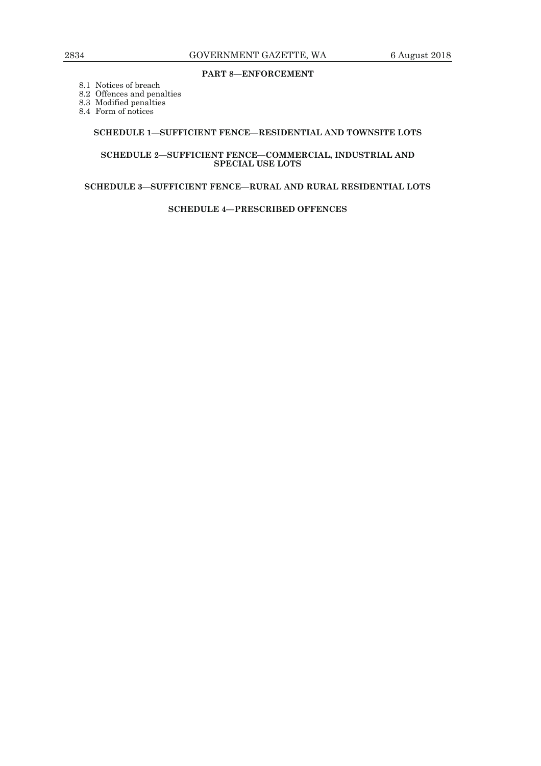**PART 8—ENFORCEMENT**

8.1 Notices of breach
8.2 Offences and penalties
8.3 Modified penalties
8.4 Form of notices

**SCHEDULE 1—SUFFICIENT FENCE—RESIDENTIAL AND TOWNSITE LOTS**

**SCHEDULE 2—SUFFICIENT FENCE—COMMERCIAL, INDUSTRIAL AND SPECIAL USE LOTS**

**SCHEDULE 3—SUFFICIENT FENCE—RURAL AND RURAL RESIDENTIAL LOTS**

**SCHEDULE 4—PRESCRIBED OFFENCES**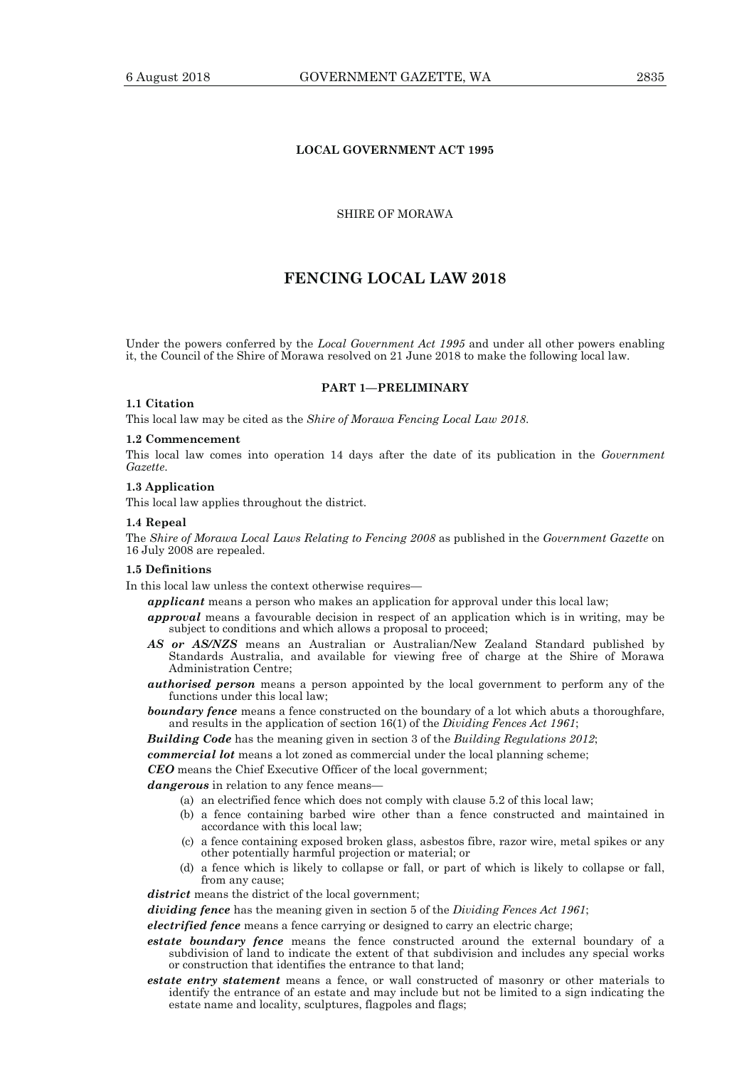**LOCAL GOVERNMENT ACT 1995**

SHIRE OF MORAWA

# FENCING LOCAL LAW 2018

Under the powers conferred by the *Local Government Act 1995* and under all other powers enabling it, the Council of the Shire of Morawa resolved on 21 June 2018 to make the following local law.

## PART 1—PRELIMINARY

**1.1 Citation**

This local law may be cited as the *Shire of Morawa Fencing Local Law 2018*.

**1.2 Commencement**

This local law comes into operation 14 days after the date of its publication in the *Government Gazette*.

**1.3 Application**

This local law applies throughout the district.

**1.4 Repeal**

The *Shire of Morawa Local Laws Relating to Fencing 2008* as published in the *Government Gazette* on 16 July 2008 are repealed.

**1.5 Definitions**

In this local law unless the context otherwise requires—

***applicant*** means a person who makes an application for approval under this local law;

***approval*** means a favourable decision in respect of an application which is in writing, may be subject to conditions and which allows a proposal to proceed;

***AS or AS/NZS*** means an Australian or Australian/New Zealand Standard published by Standards Australia, and available for viewing free of charge at the Shire of Morawa Administration Centre;

***authorised person*** means a person appointed by the local government to perform any of the functions under this local law;

***boundary fence*** means a fence constructed on the boundary of a lot which abuts a thoroughfare, and results in the application of section 16(1) of the *Dividing Fences Act 1961*;

***Building Code*** has the meaning given in section 3 of the *Building Regulations 2012*;

***commercial lot*** means a lot zoned as commercial under the local planning scheme;

***CEO*** means the Chief Executive Officer of the local government;

***dangerous*** in relation to any fence means—

(a) an electrified fence which does not comply with clause 5.2 of this local law;

(b) a fence containing barbed wire other than a fence constructed and maintained in accordance with this local law;

(c) a fence containing exposed broken glass, asbestos fibre, razor wire, metal spikes or any other potentially harmful projection or material; or

(d) a fence which is likely to collapse or fall, or part of which is likely to collapse or fall, from any cause;

***district*** means the district of the local government;

***dividing fence*** has the meaning given in section 5 of the *Dividing Fences Act 1961*;

***electrified fence*** means a fence carrying or designed to carry an electric charge;

***estate boundary fence*** means the fence constructed around the external boundary of a subdivision of land to indicate the extent of that subdivision and includes any special works or construction that identifies the entrance to that land;

***estate entry statement*** means a fence, or wall constructed of masonry or other materials to identify the entrance of an estate and may include but not be limited to a sign indicating the estate name and locality, sculptures, flagpoles and flags;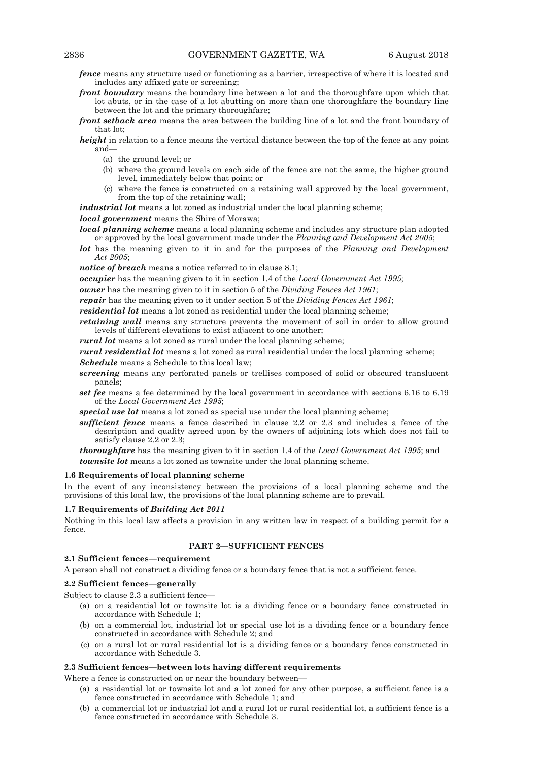***fence*** means any structure used or functioning as a barrier, irrespective of where it is located and includes any affixed gate or screening;

***front boundary*** means the boundary line between a lot and the thoroughfare upon which that lot abuts, or in the case of a lot abutting on more than one thoroughfare the boundary line between the lot and the primary thoroughfare;

***front setback area*** means the area between the building line of a lot and the front boundary of that lot;

***height*** in relation to a fence means the vertical distance between the top of the fence at any point and—

(a) the ground level; or

(b) where the ground levels on each side of the fence are not the same, the higher ground level, immediately below that point; or

(c) where the fence is constructed on a retaining wall approved by the local government, from the top of the retaining wall;

***industrial lot*** means a lot zoned as industrial under the local planning scheme;

***local government*** means the Shire of Morawa;

***local planning scheme*** means a local planning scheme and includes any structure plan adopted or approved by the local government made under the *Planning and Development Act 2005*;

***lot*** has the meaning given to it in and for the purposes of the *Planning and Development Act 2005*;

***notice of breach*** means a notice referred to in clause 8.1;

***occupier*** has the meaning given to it in section 1.4 of the *Local Government Act 1995*;

***owner*** has the meaning given to it in section 5 of the *Dividing Fences Act 1961*;

***repair*** has the meaning given to it under section 5 of the *Dividing Fences Act 1961*;

***residential lot*** means a lot zoned as residential under the local planning scheme;

***retaining wall*** means any structure prevents the movement of soil in order to allow ground levels of different elevations to exist adjacent to one another;

***rural lot*** means a lot zoned as rural under the local planning scheme;

***rural residential lot*** means a lot zoned as rural residential under the local planning scheme;

***Schedule*** means a Schedule to this local law;

***screening*** means any perforated panels or trellises composed of solid or obscured translucent panels;

***set fee*** means a fee determined by the local government in accordance with sections 6.16 to 6.19 of the *Local Government Act 1995*;

***special use lot*** means a lot zoned as special use under the local planning scheme;

***sufficient fence*** means a fence described in clause 2.2 or 2.3 and includes a fence of the description and quality agreed upon by the owners of adjoining lots which does not fail to satisfy clause 2.2 or 2.3;

***thoroughfare*** has the meaning given to it in section 1.4 of the *Local Government Act 1995*; and

***townsite lot*** means a lot zoned as townsite under the local planning scheme.

**1.6 Requirements of local planning scheme**

In the event of any inconsistency between the provisions of a local planning scheme and the provisions of this local law, the provisions of the local planning scheme are to prevail.

**1.7 Requirements of *Building Act 2011***

Nothing in this local law affects a provision in any written law in respect of a building permit for a fence.

## PART 2—SUFFICIENT FENCES

**2.1 Sufficient fences—requirement**

A person shall not construct a dividing fence or a boundary fence that is not a sufficient fence.

**2.2 Sufficient fences—generally**

Subject to clause 2.3 a sufficient fence—

(a) on a residential lot or townsite lot is a dividing fence or a boundary fence constructed in accordance with Schedule 1;

(b) on a commercial lot, industrial lot or special use lot is a dividing fence or a boundary fence constructed in accordance with Schedule 2; and

(c) on a rural lot or rural residential lot is a dividing fence or a boundary fence constructed in accordance with Schedule 3.

**2.3 Sufficient fences—between lots having different requirements**

Where a fence is constructed on or near the boundary between—

(a) a residential lot or townsite lot and a lot zoned for any other purpose, a sufficient fence is a fence constructed in accordance with Schedule 1; and

(b) a commercial lot or industrial lot and a rural lot or rural residential lot, a sufficient fence is a fence constructed in accordance with Schedule 3.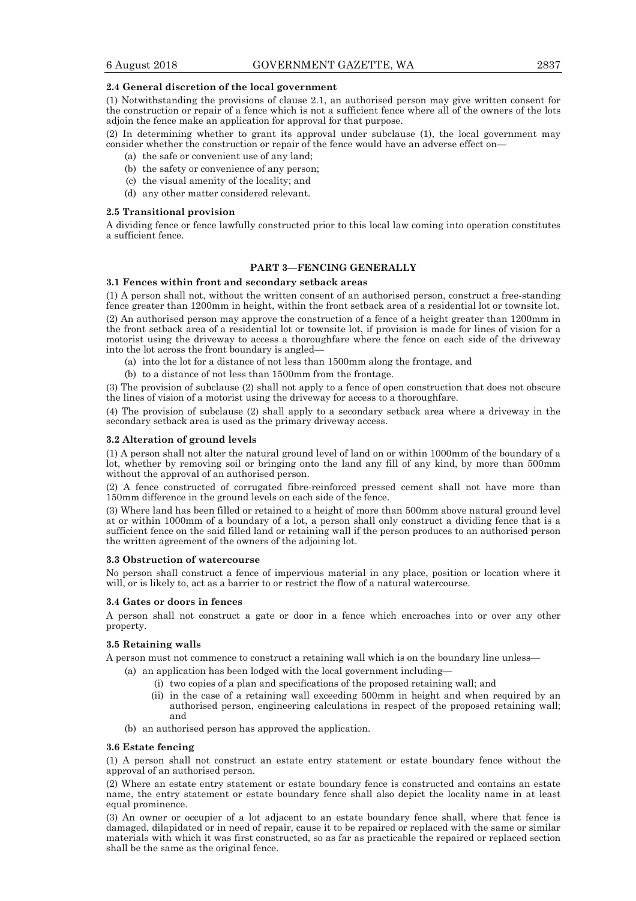### 2.4 General discretion of the local government

(1) Notwithstanding the provisions of clause 2.1, an authorised person may give written consent for the construction or repair of a fence which is not a sufficient fence where all of the owners of the lots adjoin the fence make an application for approval for that purpose.

(2) In determining whether to grant its approval under subclause (1), the local government may consider whether the construction or repair of the fence would have an adverse effect on—

- (a) the safe or convenient use of any land;
- (b) the safety or convenience of any person;
- (c) the visual amenity of the locality; and
- (d) any other matter considered relevant.

### 2.5 Transitional provision

A dividing fence or fence lawfully constructed prior to this local law coming into operation constitutes a sufficient fence.

## PART 3—FENCING GENERALLY

### 3.1 Fences within front and secondary setback areas

(1) A person shall not, without the written consent of an authorised person, construct a free-standing fence greater than 1200mm in height, within the front setback area of a residential lot or townsite lot.

(2) An authorised person may approve the construction of a fence of a height greater than 1200mm in the front setback area of a residential lot or townsite lot, if provision is made for lines of vision for a motorist using the driveway to access a thoroughfare where the fence on each side of the driveway into the lot across the front boundary is angled—

- (a) into the lot for a distance of not less than 1500mm along the frontage, and
- (b) to a distance of not less than 1500mm from the frontage.

(3) The provision of subclause (2) shall not apply to a fence of open construction that does not obscure the lines of vision of a motorist using the driveway for access to a thoroughfare.

(4) The provision of subclause (2) shall apply to a secondary setback area where a driveway in the secondary setback area is used as the primary driveway access.

### 3.2 Alteration of ground levels

(1) A person shall not alter the natural ground level of land on or within 1000mm of the boundary of a lot, whether by removing soil or bringing onto the land any fill of any kind, by more than 500mm without the approval of an authorised person.

(2) A fence constructed of corrugated fibre-reinforced pressed cement shall not have more than 150mm difference in the ground levels on each side of the fence.

(3) Where land has been filled or retained to a height of more than 500mm above natural ground level at or within 1000mm of a boundary of a lot, a person shall only construct a dividing fence that is a sufficient fence on the said filled land or retaining wall if the person produces to an authorised person the written agreement of the owners of the adjoining lot.

### 3.3 Obstruction of watercourse

No person shall construct a fence of impervious material in any place, position or location where it will, or is likely to, act as a barrier to or restrict the flow of a natural watercourse.

### 3.4 Gates or doors in fences

A person shall not construct a gate or door in a fence which encroaches into or over any other property.

### 3.5 Retaining walls

A person must not commence to construct a retaining wall which is on the boundary line unless—

- (a) an application has been lodged with the local government including—
  - (i) two copies of a plan and specifications of the proposed retaining wall; and
  - (ii) in the case of a retaining wall exceeding 500mm in height and when required by an authorised person, engineering calculations in respect of the proposed retaining wall; and
- (b) an authorised person has approved the application.

### 3.6 Estate fencing

(1) A person shall not construct an estate entry statement or estate boundary fence without the approval of an authorised person.

(2) Where an estate entry statement or estate boundary fence is constructed and contains an estate name, the entry statement or estate boundary fence shall also depict the locality name in at least equal prominence.

(3) An owner or occupier of a lot adjacent to an estate boundary fence shall, where that fence is damaged, dilapidated or in need of repair, cause it to be repaired or replaced with the same or similar materials with which it was first constructed, so as far as practicable the repaired or replaced section shall be the same as the original fence.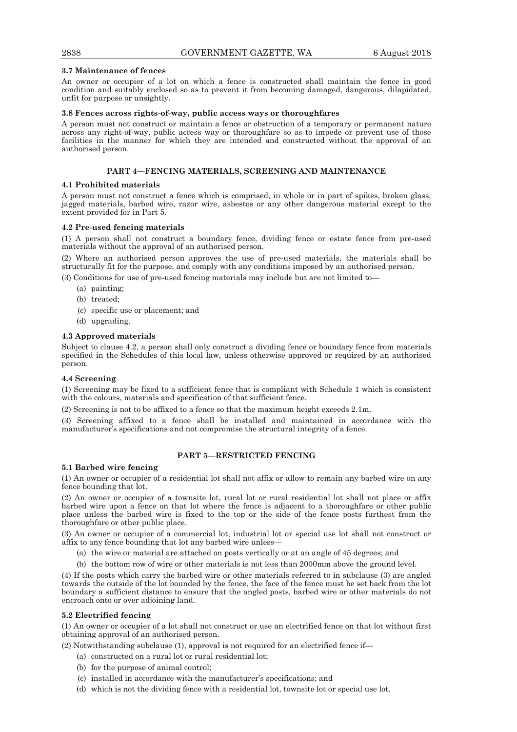### 3.7 Maintenance of fences

An owner or occupier of a lot on which a fence is constructed shall maintain the fence in good condition and suitably enclosed so as to prevent it from becoming damaged, dangerous, dilapidated, unfit for purpose or unsightly.

### 3.8 Fences across rights-of-way, public access ways or thoroughfares

A person must not construct or maintain a fence or obstruction of a temporary or permanent nature across any right-of-way, public access way or thoroughfare so as to impede or prevent use of those facilities in the manner for which they are intended and constructed without the approval of an authorised person.

## PART 4—FENCING MATERIALS, SCREENING AND MAINTENANCE

### 4.1 Prohibited materials

A person must not construct a fence which is comprised, in whole or in part of spikes, broken glass, jagged materials, barbed wire, razor wire, asbestos or any other dangerous material except to the extent provided for in Part 5.

### 4.2 Pre-used fencing materials

(1) A person shall not construct a boundary fence, dividing fence or estate fence from pre-used materials without the approval of an authorised person.

(2) Where an authorised person approves the use of pre-used materials, the materials shall be structurally fit for the purpose, and comply with any conditions imposed by an authorised person.

(3) Conditions for use of pre-used fencing materials may include but are not limited to—

- (a) painting;
- (b) treated;
- (c) specific use or placement; and
- (d) upgrading.

### 4.3 Approved materials

Subject to clause 4.2, a person shall only construct a dividing fence or boundary fence from materials specified in the Schedules of this local law, unless otherwise approved or required by an authorised person.

### 4.4 Screening

(1) Screening may be fixed to a sufficient fence that is compliant with Schedule 1 which is consistent with the colours, materials and specification of that sufficient fence.

(2) Screening is not to be affixed to a fence so that the maximum height exceeds 2.1m.

(3) Screening affixed to a fence shall be installed and maintained in accordance with the manufacturer's specifications and not compromise the structural integrity of a fence.

## PART 5—RESTRICTED FENCING

### 5.1 Barbed wire fencing

(1) An owner or occupier of a residential lot shall not affix or allow to remain any barbed wire on any fence bounding that lot.

(2) An owner or occupier of a townsite lot, rural lot or rural residential lot shall not place or affix barbed wire upon a fence on that lot where the fence is adjacent to a thoroughfare or other public place unless the barbed wire is fixed to the top or the side of the fence posts furthest from the thoroughfare or other public place.

(3) An owner or occupier of a commercial lot, industrial lot or special use lot shall not construct or affix to any fence bounding that lot any barbed wire unless—

- (a) the wire or material are attached on posts vertically or at an angle of 45 degrees; and
- (b) the bottom row of wire or other materials is not less than 2000mm above the ground level.

(4) If the posts which carry the barbed wire or other materials referred to in subclause (3) are angled towards the outside of the lot bounded by the fence, the face of the fence must be set back from the lot boundary a sufficient distance to ensure that the angled posts, barbed wire or other materials do not encroach onto or over adjoining land.

### 5.2 Electrified fencing

(1) An owner or occupier of a lot shall not construct or use an electrified fence on that lot without first obtaining approval of an authorised person.

(2) Notwithstanding subclause (1), approval is not required for an electrified fence if—

- (a) constructed on a rural lot or rural residential lot;
- (b) for the purpose of animal control;
- (c) installed in accordance with the manufacturer's specifications; and
- (d) which is not the dividing fence with a residential lot, townsite lot or special use lot.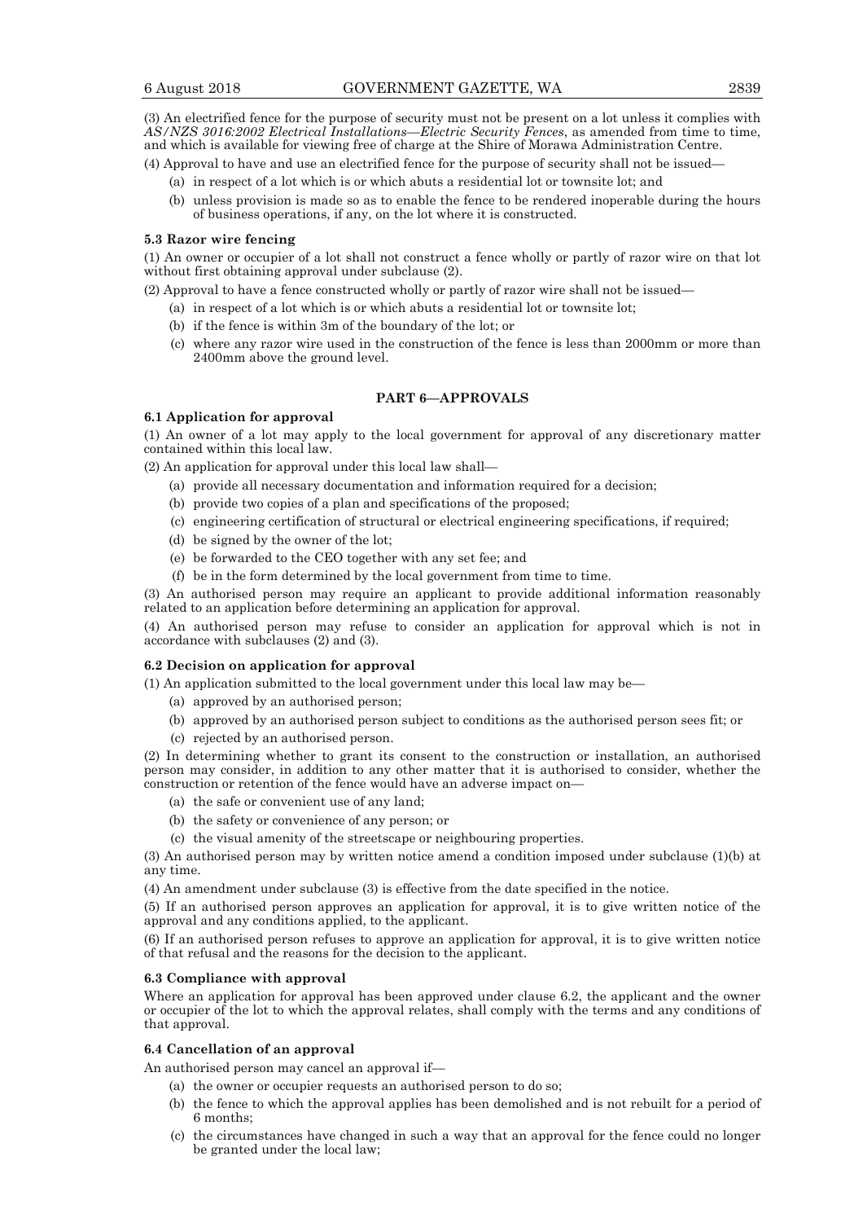(3) An electrified fence for the purpose of security must not be present on a lot unless it complies with *AS/NZS 3016:2002 Electrical Installations—Electric Security Fences*, as amended from time to time, and which is available for viewing free of charge at the Shire of Morawa Administration Centre.

(4) Approval to have and use an electrified fence for the purpose of security shall not be issued—

(a) in respect of a lot which is or which abuts a residential lot or townsite lot; and

(b) unless provision is made so as to enable the fence to be rendered inoperable during the hours of business operations, if any, on the lot where it is constructed.

**5.3 Razor wire fencing**

(1) An owner or occupier of a lot shall not construct a fence wholly or partly of razor wire on that lot without first obtaining approval under subclause (2).

(2) Approval to have a fence constructed wholly or partly of razor wire shall not be issued—

(a) in respect of a lot which is or which abuts a residential lot or townsite lot;

(b) if the fence is within 3m of the boundary of the lot; or

(c) where any razor wire used in the construction of the fence is less than 2000mm or more than 2400mm above the ground level.

## PART 6—APPROVALS

**6.1 Application for approval**

(1) An owner of a lot may apply to the local government for approval of any discretionary matter contained within this local law.

(2) An application for approval under this local law shall—

(a) provide all necessary documentation and information required for a decision;

(b) provide two copies of a plan and specifications of the proposed;

(c) engineering certification of structural or electrical engineering specifications, if required;

(d) be signed by the owner of the lot;

(e) be forwarded to the CEO together with any set fee; and

(f) be in the form determined by the local government from time to time.

(3) An authorised person may require an applicant to provide additional information reasonably related to an application before determining an application for approval.

(4) An authorised person may refuse to consider an application for approval which is not in accordance with subclauses (2) and (3).

**6.2 Decision on application for approval**

(1) An application submitted to the local government under this local law may be—

(a) approved by an authorised person;

(b) approved by an authorised person subject to conditions as the authorised person sees fit; or

(c) rejected by an authorised person.

(2) In determining whether to grant its consent to the construction or installation, an authorised person may consider, in addition to any other matter that it is authorised to consider, whether the construction or retention of the fence would have an adverse impact on—

(a) the safe or convenient use of any land;

(b) the safety or convenience of any person; or

(c) the visual amenity of the streetscape or neighbouring properties.

(3) An authorised person may by written notice amend a condition imposed under subclause (1)(b) at any time.

(4) An amendment under subclause (3) is effective from the date specified in the notice.

(5) If an authorised person approves an application for approval, it is to give written notice of the approval and any conditions applied, to the applicant.

(6) If an authorised person refuses to approve an application for approval, it is to give written notice of that refusal and the reasons for the decision to the applicant.

**6.3 Compliance with approval**

Where an application for approval has been approved under clause 6.2, the applicant and the owner or occupier of the lot to which the approval relates, shall comply with the terms and any conditions of that approval.

**6.4 Cancellation of an approval**

An authorised person may cancel an approval if—

(a) the owner or occupier requests an authorised person to do so;

(b) the fence to which the approval applies has been demolished and is not rebuilt for a period of 6 months;

(c) the circumstances have changed in such a way that an approval for the fence could no longer be granted under the local law;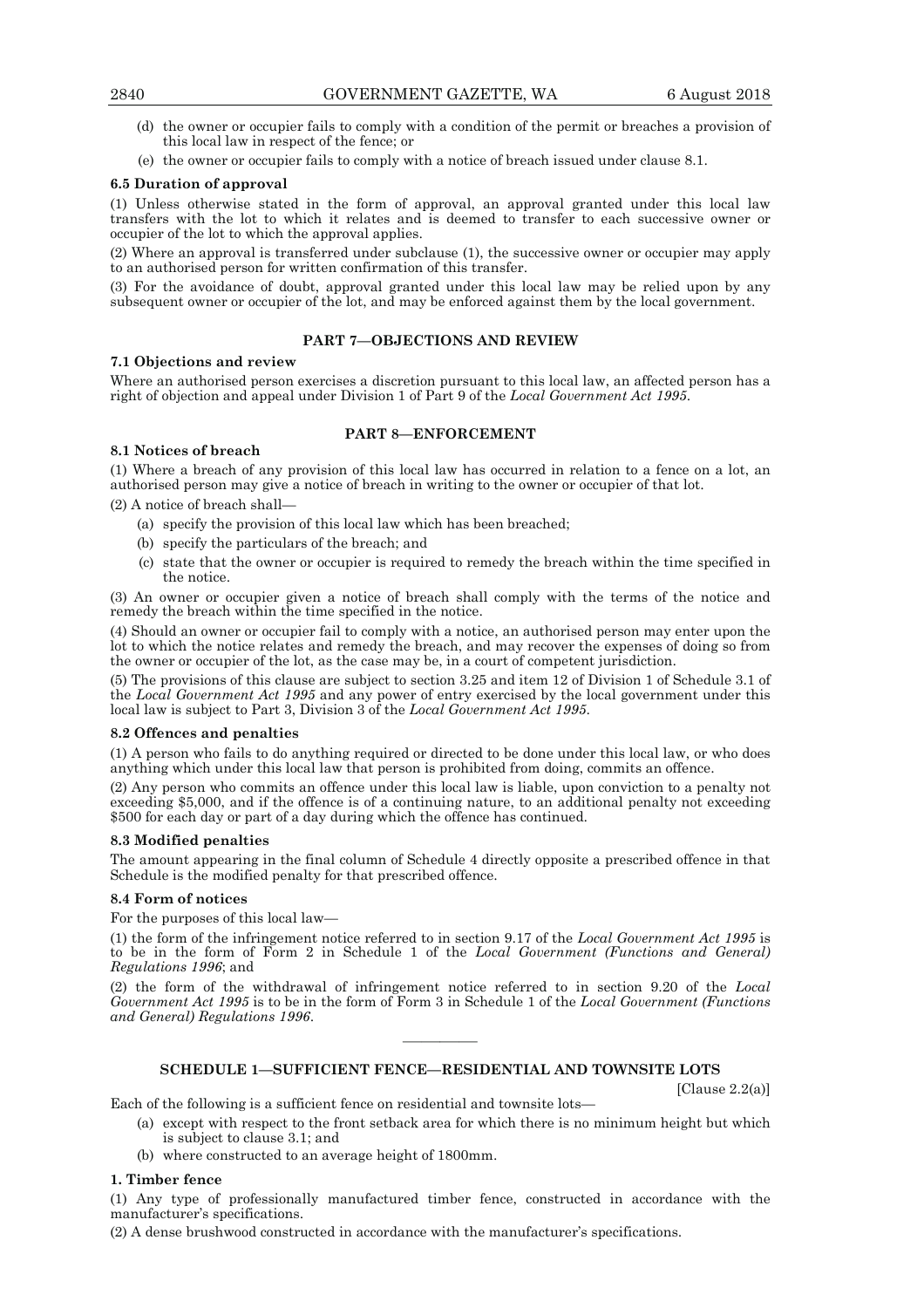(d) the owner or occupier fails to comply with a condition of the permit or breaches a provision of this local law in respect of the fence; or

(e) the owner or occupier fails to comply with a notice of breach issued under clause 8.1.

**6.5 Duration of approval**

(1) Unless otherwise stated in the form of approval, an approval granted under this local law transfers with the lot to which it relates and is deemed to transfer to each successive owner or occupier of the lot to which the approval applies.

(2) Where an approval is transferred under subclause (1), the successive owner or occupier may apply to an authorised person for written confirmation of this transfer.

(3) For the avoidance of doubt, approval granted under this local law may be relied upon by any subsequent owner or occupier of the lot, and may be enforced against them by the local government.

## PART 7—OBJECTIONS AND REVIEW

**7.1 Objections and review**

Where an authorised person exercises a discretion pursuant to this local law, an affected person has a right of objection and appeal under Division 1 of Part 9 of the *Local Government Act 1995*.

## PART 8—ENFORCEMENT

**8.1 Notices of breach**

(1) Where a breach of any provision of this local law has occurred in relation to a fence on a lot, an authorised person may give a notice of breach in writing to the owner or occupier of that lot.

(2) A notice of breach shall—

- (a) specify the provision of this local law which has been breached;
- (b) specify the particulars of the breach; and
- (c) state that the owner or occupier is required to remedy the breach within the time specified in the notice.

(3) An owner or occupier given a notice of breach shall comply with the terms of the notice and remedy the breach within the time specified in the notice.

(4) Should an owner or occupier fail to comply with a notice, an authorised person may enter upon the lot to which the notice relates and remedy the breach, and may recover the expenses of doing so from the owner or occupier of the lot, as the case may be, in a court of competent jurisdiction.

(5) The provisions of this clause are subject to section 3.25 and item 12 of Division 1 of Schedule 3.1 of the *Local Government Act 1995* and any power of entry exercised by the local government under this local law is subject to Part 3, Division 3 of the *Local Government Act 1995*.

**8.2 Offences and penalties**

(1) A person who fails to do anything required or directed to be done under this local law, or who does anything which under this local law that person is prohibited from doing, commits an offence.

(2) Any person who commits an offence under this local law is liable, upon conviction to a penalty not exceeding $5,000, and if the offence is of a continuing nature, to an additional penalty not exceeding $500 for each day or part of a day during which the offence has continued.

**8.3 Modified penalties**

The amount appearing in the final column of Schedule 4 directly opposite a prescribed offence in that Schedule is the modified penalty for that prescribed offence.

**8.4 Form of notices**

For the purposes of this local law—

(1) the form of the infringement notice referred to in section 9.17 of the *Local Government Act 1995* is to be in the form of Form 2 in Schedule 1 of the *Local Government (Functions and General) Regulations 1996*; and

(2) the form of the withdrawal of infringement notice referred to in section 9.20 of the *Local Government Act 1995* is to be in the form of Form 3 in Schedule 1 of the *Local Government (Functions and General) Regulations 1996*.

———————

## SCHEDULE 1—SUFFICIENT FENCE—RESIDENTIAL AND TOWNSITE LOTS

[Clause 2.2(a)]

Each of the following is a sufficient fence on residential and townsite lots—

- (a) except with respect to the front setback area for which there is no minimum height but which is subject to clause 3.1; and
- (b) where constructed to an average height of 1800mm.

**1. Timber fence**

(1) Any type of professionally manufactured timber fence, constructed in accordance with the manufacturer's specifications.

(2) A dense brushwood constructed in accordance with the manufacturer's specifications.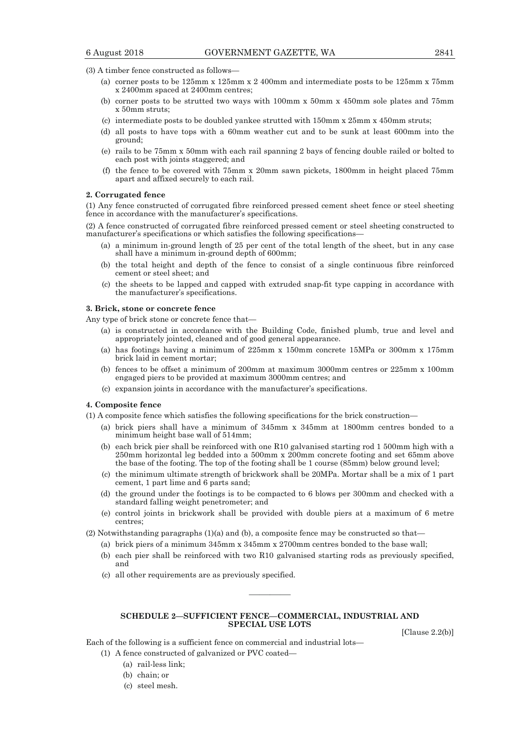(3) A timber fence constructed as follows—

- (a) corner posts to be 125mm x 125mm x 2 400mm and intermediate posts to be 125mm x 75mm x 2400mm spaced at 2400mm centres;
- (b) corner posts to be strutted two ways with 100mm x 50mm x 450mm sole plates and 75mm x 50mm struts;
- (c) intermediate posts to be doubled yankee strutted with 150mm x 25mm x 450mm struts;
- (d) all posts to have tops with a 60mm weather cut and to be sunk at least 600mm into the ground;
- (e) rails to be 75mm x 50mm with each rail spanning 2 bays of fencing double railed or bolted to each post with joints staggered; and
- (f) the fence to be covered with 75mm x 20mm sawn pickets, 1800mm in height placed 75mm apart and affixed securely to each rail.

**2. Corrugated fence**

(1) Any fence constructed of corrugated fibre reinforced pressed cement sheet fence or steel sheeting fence in accordance with the manufacturer's specifications.

(2) A fence constructed of corrugated fibre reinforced pressed cement or steel sheeting constructed to manufacturer's specifications or which satisfies the following specifications—

- (a) a minimum in-ground length of 25 per cent of the total length of the sheet, but in any case shall have a minimum in-ground depth of 600mm;
- (b) the total height and depth of the fence to consist of a single continuous fibre reinforced cement or steel sheet; and
- (c) the sheets to be lapped and capped with extruded snap-fit type capping in accordance with the manufacturer's specifications.

**3. Brick, stone or concrete fence**

Any type of brick stone or concrete fence that—

- (a) is constructed in accordance with the Building Code, finished plumb, true and level and appropriately jointed, cleaned and of good general appearance.
- (a) has footings having a minimum of 225mm x 150mm concrete 15MPa or 300mm x 175mm brick laid in cement mortar;
- (b) fences to be offset a minimum of 200mm at maximum 3000mm centres or 225mm x 100mm engaged piers to be provided at maximum 3000mm centres; and
- (c) expansion joints in accordance with the manufacturer's specifications.

**4. Composite fence**

(1) A composite fence which satisfies the following specifications for the brick construction—

- (a) brick piers shall have a minimum of 345mm x 345mm at 1800mm centres bonded to a minimum height base wall of 514mm;
- (b) each brick pier shall be reinforced with one R10 galvanised starting rod 1 500mm high with a 250mm horizontal leg bedded into a 500mm x 200mm concrete footing and set 65mm above the base of the footing. The top of the footing shall be 1 course (85mm) below ground level;
- (c) the minimum ultimate strength of brickwork shall be 20MPa. Mortar shall be a mix of 1 part cement, 1 part lime and 6 parts sand;
- (d) the ground under the footings is to be compacted to 6 blows per 300mm and checked with a standard falling weight penetrometer; and
- (e) control joints in brickwork shall be provided with double piers at a maximum of 6 metre centres;

(2) Notwithstanding paragraphs (1)(a) and (b), a composite fence may be constructed so that—

- (a) brick piers of a minimum 345mm x 345mm x 2700mm centres bonded to the base wall;
- (b) each pier shall be reinforced with two R10 galvanised starting rods as previously specified, and
- (c) all other requirements are as previously specified.

---

## SCHEDULE 2—SUFFICIENT FENCE—COMMERCIAL, INDUSTRIAL AND SPECIAL USE LOTS

[Clause 2.2(b)]

Each of the following is a sufficient fence on commercial and industrial lots—

(1) A fence constructed of galvanized or PVC coated—

- (a) rail-less link;
- (b) chain; or
- (c) steel mesh.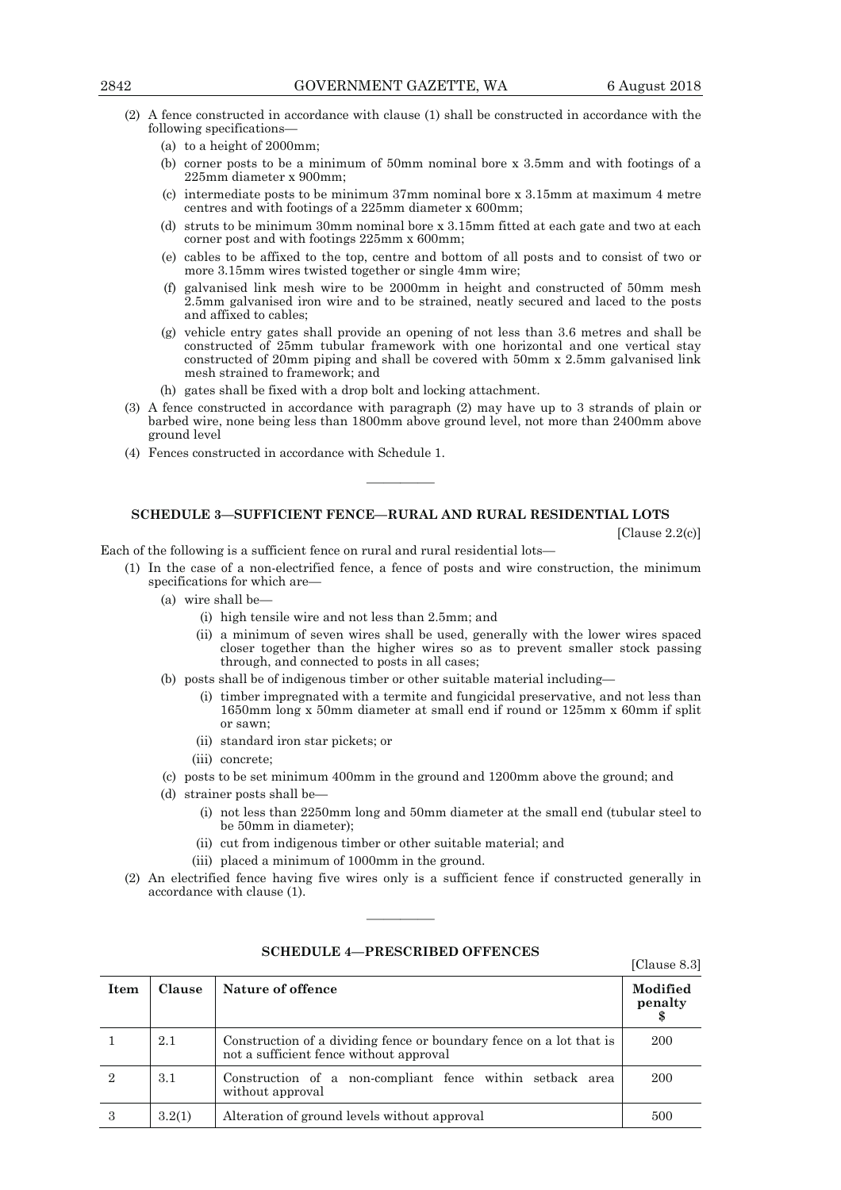(2) A fence constructed in accordance with clause (1) shall be constructed in accordance with the following specifications—

   (a) to a height of 2000mm;

   (b) corner posts to be a minimum of 50mm nominal bore x 3.5mm and with footings of a 225mm diameter x 900mm;

   (c) intermediate posts to be minimum 37mm nominal bore x 3.15mm at maximum 4 metre centres and with footings of a 225mm diameter x 600mm;

   (d) struts to be minimum 30mm nominal bore x 3.15mm fitted at each gate and two at each corner post and with footings 225mm x 600mm;

   (e) cables to be affixed to the top, centre and bottom of all posts and to consist of two or more 3.15mm wires twisted together or single 4mm wire;

   (f) galvanised link mesh wire to be 2000mm in height and constructed of 50mm mesh 2.5mm galvanised iron wire and to be strained, neatly secured and laced to the posts and affixed to cables;

   (g) vehicle entry gates shall provide an opening of not less than 3.6 metres and shall be constructed of 25mm tubular framework with one horizontal and one vertical stay constructed of 20mm piping and shall be covered with 50mm x 2.5mm galvanised link mesh strained to framework; and

   (h) gates shall be fixed with a drop bolt and locking attachment.

(3) A fence constructed in accordance with paragraph (2) may have up to 3 strands of plain or barbed wire, none being less than 1800mm above ground level, not more than 2400mm above ground level

(4) Fences constructed in accordance with Schedule 1.

---

## SCHEDULE 3—SUFFICIENT FENCE—RURAL AND RURAL RESIDENTIAL LOTS

[Clause 2.2(c)]

Each of the following is a sufficient fence on rural and rural residential lots—

(1) In the case of a non-electrified fence, a fence of posts and wire construction, the minimum specifications for which are—

   (a) wire shall be—

      (i) high tensile wire and not less than 2.5mm; and

      (ii) a minimum of seven wires shall be used, generally with the lower wires spaced closer together than the higher wires so as to prevent smaller stock passing through, and connected to posts in all cases;

   (b) posts shall be of indigenous timber or other suitable material including—

      (i) timber impregnated with a termite and fungicidal preservative, and not less than 1650mm long x 50mm diameter at small end if round or 125mm x 60mm if split or sawn;

      (ii) standard iron star pickets; or

      (iii) concrete;

   (c) posts to be set minimum 400mm in the ground and 1200mm above the ground; and

   (d) strainer posts shall be—

      (i) not less than 2250mm long and 50mm diameter at the small end (tubular steel to be 50mm in diameter);

      (ii) cut from indigenous timber or other suitable material; and

      (iii) placed a minimum of 1000mm in the ground.

(2) An electrified fence having five wires only is a sufficient fence if constructed generally in accordance with clause (1).

---

## SCHEDULE 4—PRESCRIBED OFFENCES

[Clause 8.3]

| Item | Clause | Nature of offence | Modified penalty $ |
|---|---|---|---|
| 1 | 2.1 | Construction of a dividing fence or boundary fence on a lot that is not a sufficient fence without approval | 200 |
| 2 | 3.1 | Construction of a non-compliant fence within setback area without approval | 200 |
| 3 | 3.2(1) | Alteration of ground levels without approval | 500 |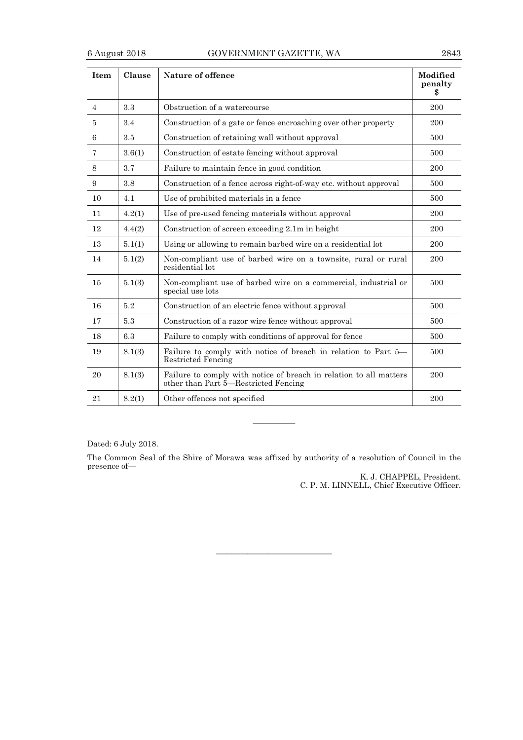| Item | Clause | Nature of offence | Modified penalty $ |
|---|---|---|---|
| 4 | 3.3 | Obstruction of a watercourse | 200 |
| 5 | 3.4 | Construction of a gate or fence encroaching over other property | 200 |
| 6 | 3.5 | Construction of retaining wall without approval | 500 |
| 7 | 3.6(1) | Construction of estate fencing without approval | 500 |
| 8 | 3.7 | Failure to maintain fence in good condition | 200 |
| 9 | 3.8 | Construction of a fence across right-of-way etc. without approval | 500 |
| 10 | 4.1 | Use of prohibited materials in a fence | 500 |
| 11 | 4.2(1) | Use of pre-used fencing materials without approval | 200 |
| 12 | 4.4(2) | Construction of screen exceeding 2.1m in height | 200 |
| 13 | 5.1(1) | Using or allowing to remain barbed wire on a residential lot | 200 |
| 14 | 5.1(2) | Non-compliant use of barbed wire on a townsite, rural or rural residential lot | 200 |
| 15 | 5.1(3) | Non-compliant use of barbed wire on a commercial, industrial or special use lots | 500 |
| 16 | 5.2 | Construction of an electric fence without approval | 500 |
| 17 | 5.3 | Construction of a razor wire fence without approval | 500 |
| 18 | 6.3 | Failure to comply with conditions of approval for fence | 500 |
| 19 | 8.1(3) | Failure to comply with notice of breach in relation to Part 5—Restricted Fencing | 500 |
| 20 | 8.1(3) | Failure to comply with notice of breach in relation to all matters other than Part 5—Restricted Fencing | 200 |
| 21 | 8.2(1) | Other offences not specified | 200 |

———————

Dated: 6 July 2018.

The Common Seal of the Shire of Morawa was affixed by authority of a resolution of Council in the presence of—

K. J. CHAPPEL, President.
C. P. M. LINNELL, Chief Executive Officer.

———————————